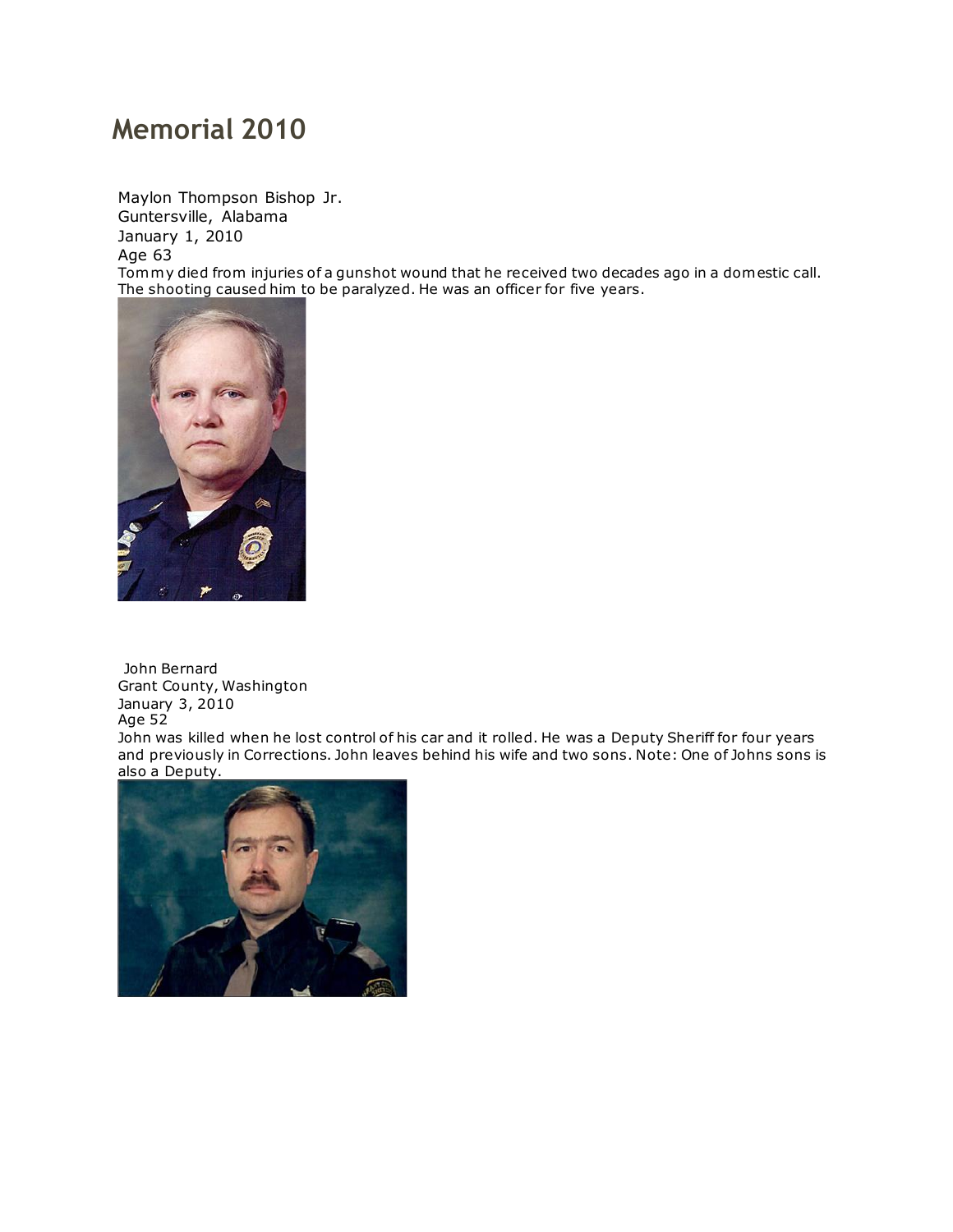# Memorial 2010

Maylon Thompson Bishop Jr.
Guntersville, Alabama
January 1, 2010
Age 63
Tommy died from injuries of a gunshot wound that he received two decades ago in a domestic call. The shooting caused him to be paralyzed. He was an officer for five years.

John Bernard
Grant County, Washington
January 3, 2010
Age 52
John was killed when he lost control of his car and it rolled. He was a Deputy Sheriff for four years and previously in Corrections. John leaves behind his wife and two sons. Note: One of Johns sons is also a Deputy.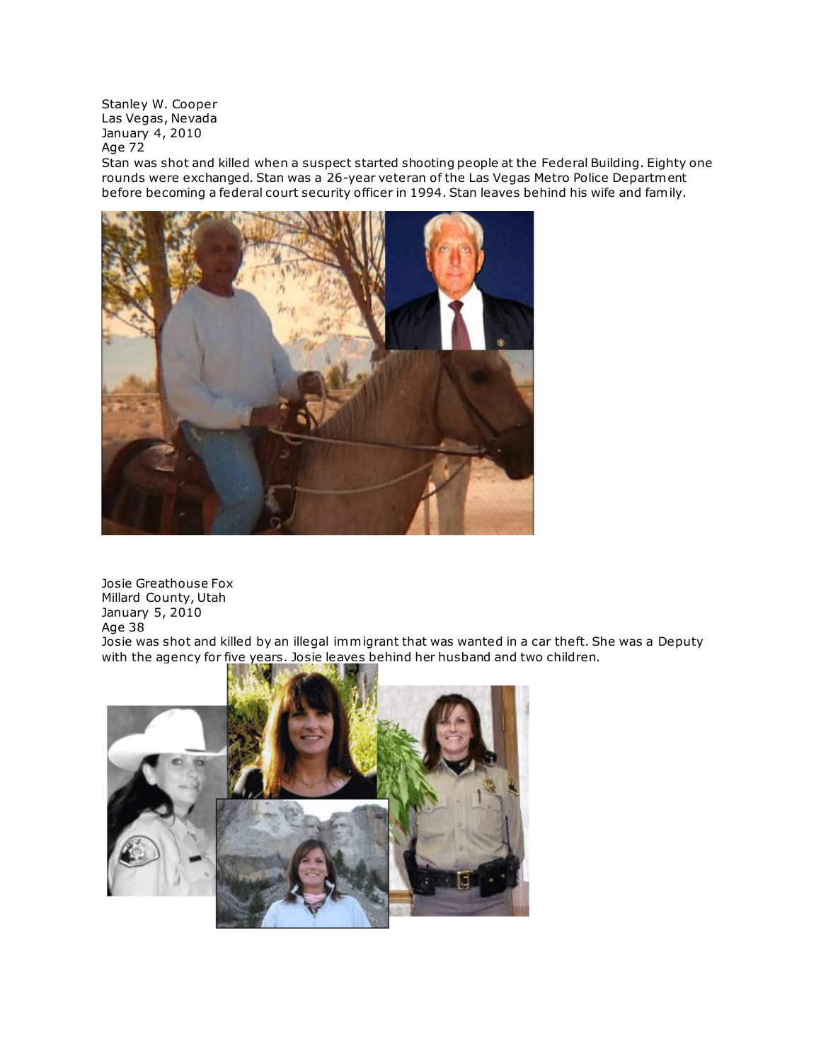Stanley W. Cooper
Las Vegas, Nevada
January 4, 2010
Age 72

Stan was shot and killed when a suspect started shooting people at the Federal Building. Eighty one rounds were exchanged. Stan was a 26-year veteran of the Las Vegas Metro Police Department before becoming a federal court security officer in 1994. Stan leaves behind his wife and family.

Josie Greathouse Fox
Millard County, Utah
January 5, 2010
Age 38

Josie was shot and killed by an illegal immigrant that was wanted in a car theft. She was a Deputy with the agency for five years. Josie leaves behind her husband and two children.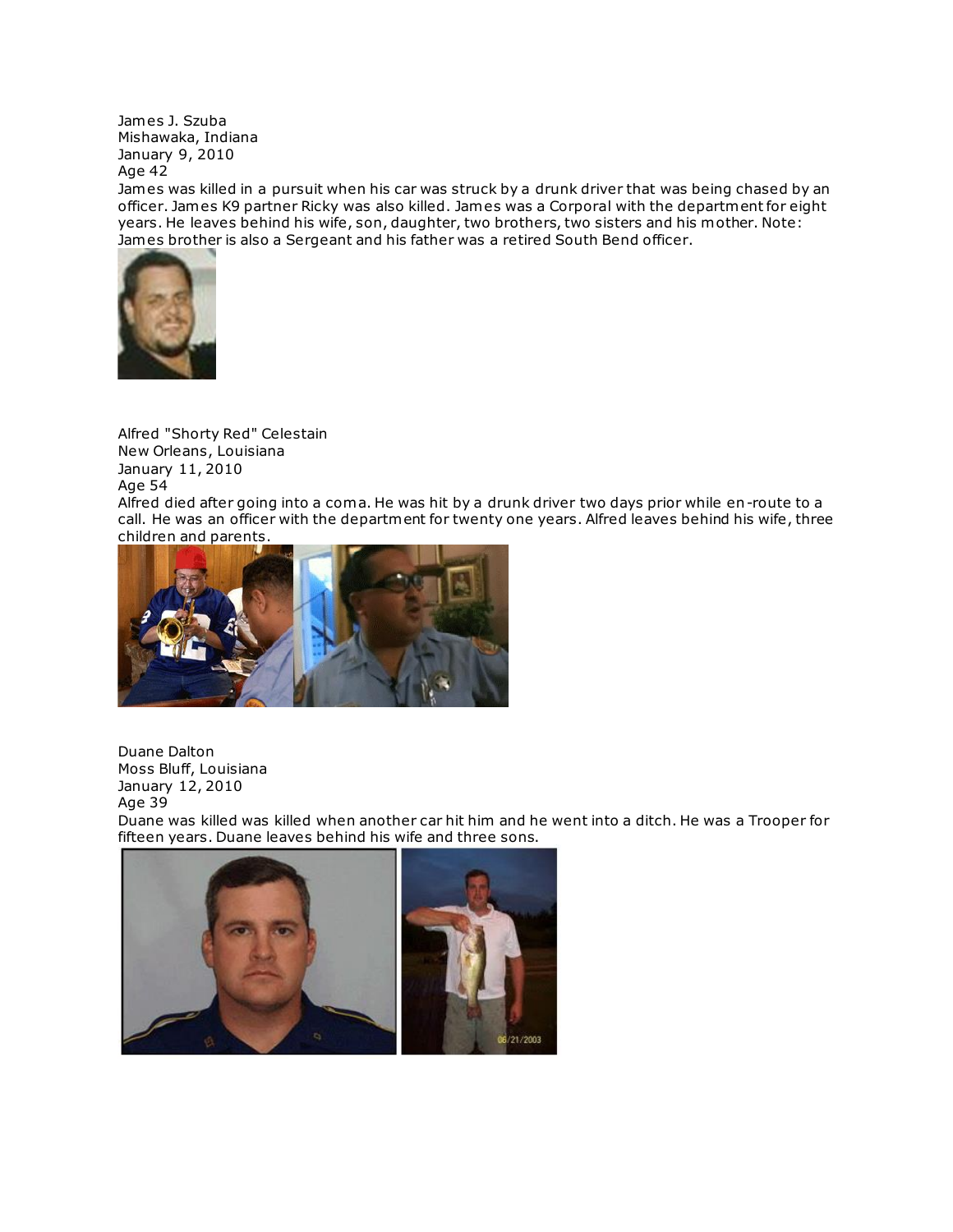James J. Szuba
Mishawaka, Indiana
January 9, 2010
Age 42

James was killed in a pursuit when his car was struck by a drunk driver that was being chased by an officer. James K9 partner Ricky was also killed. James was a Corporal with the department for eight years. He leaves behind his wife, son, daughter, two brothers, two sisters and his mother. Note: James brother is also a Sergeant and his father was a retired South Bend officer.

Alfred "Shorty Red" Celestain
New Orleans, Louisiana
January 11, 2010
Age 54

Alfred died after going into a coma. He was hit by a drunk driver two days prior while en-route to a call. He was an officer with the department for twenty one years. Alfred leaves behind his wife, three children and parents.

Duane Dalton
Moss Bluff, Louisiana
January 12, 2010
Age 39

Duane was killed was killed when another car hit him and he went into a ditch. He was a Trooper for fifteen years. Duane leaves behind his wife and three sons.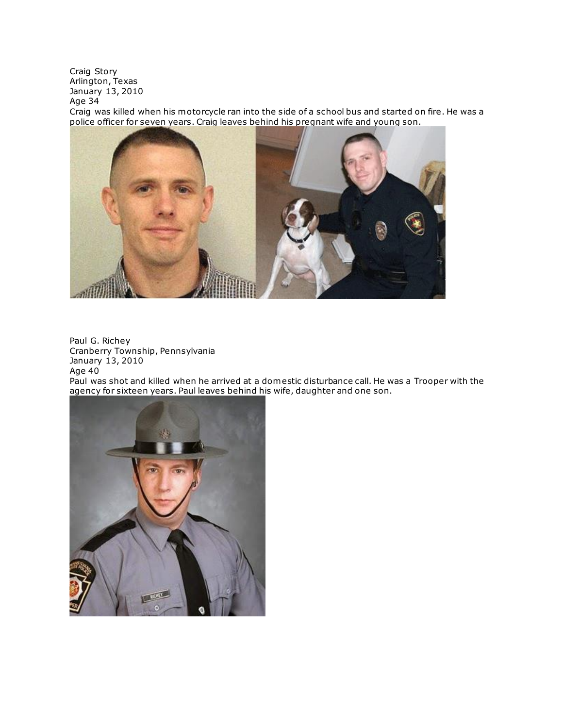Craig Story
Arlington, Texas
January 13, 2010
Age 34
Craig was killed when his motorcycle ran into the side of a school bus and started on fire. He was a police officer for seven years. Craig leaves behind his pregnant wife and young son.

Paul G. Richey
Cranberry Township, Pennsylvania
January 13, 2010
Age 40
Paul was shot and killed when he arrived at a domestic disturbance call. He was a Trooper with the agency for sixteen years. Paul leaves behind his wife, daughter and one son.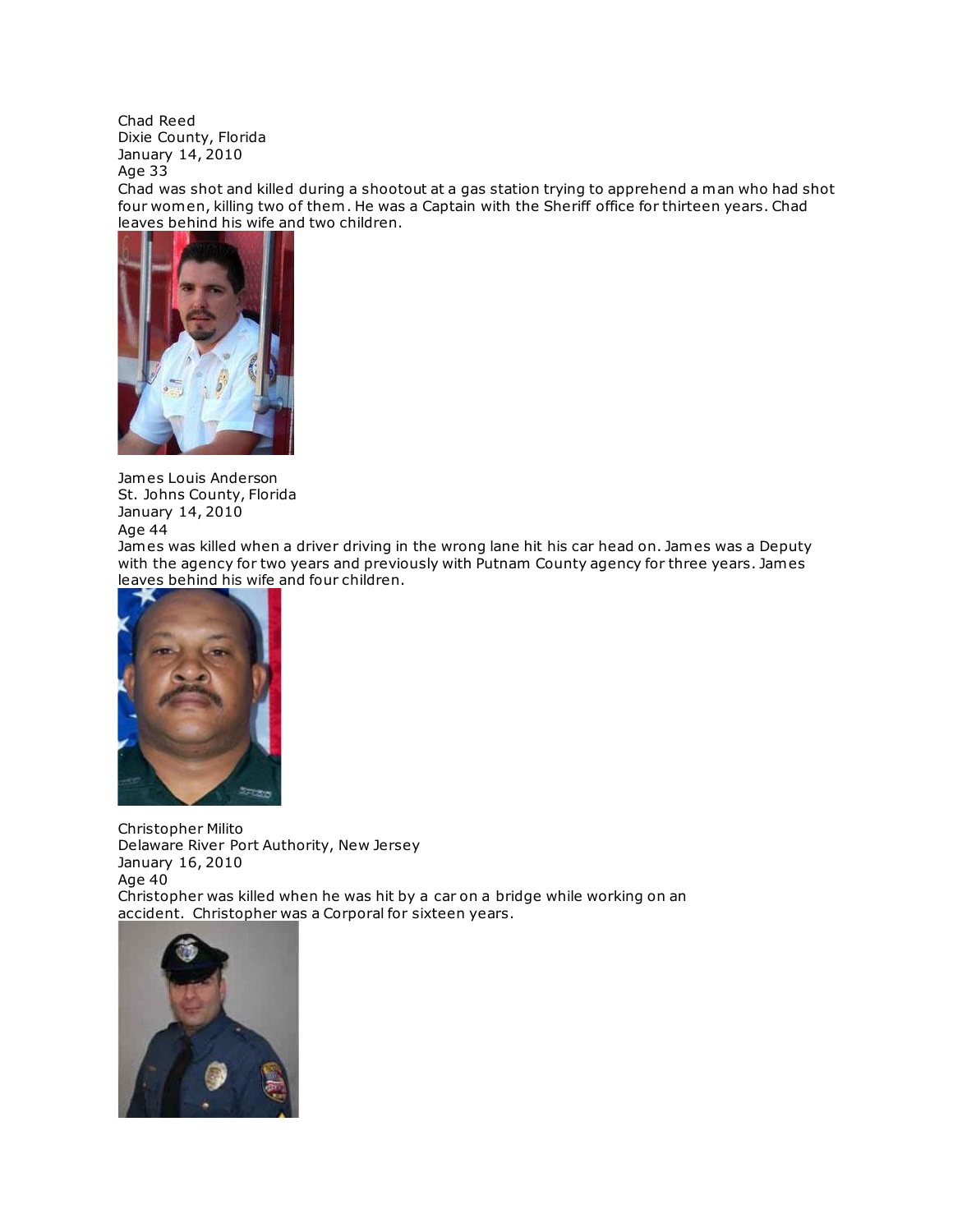Chad Reed
Dixie County, Florida
January 14, 2010
Age 33

Chad was shot and killed during a shootout at a gas station trying to apprehend a man who had shot four women, killing two of them. He was a Captain with the Sheriff office for thirteen years. Chad leaves behind his wife and two children.

James Louis Anderson
St. Johns County, Florida
January 14, 2010
Age 44

James was killed when a driver driving in the wrong lane hit his car head on. James was a Deputy with the agency for two years and previously with Putnam County agency for three years. James leaves behind his wife and four children.

Christopher Milito
Delaware River Port Authority, New Jersey
January 16, 2010
Age 40

Christopher was killed when he was hit by a car on a bridge while working on an accident. Christopher was a Corporal for sixteen years.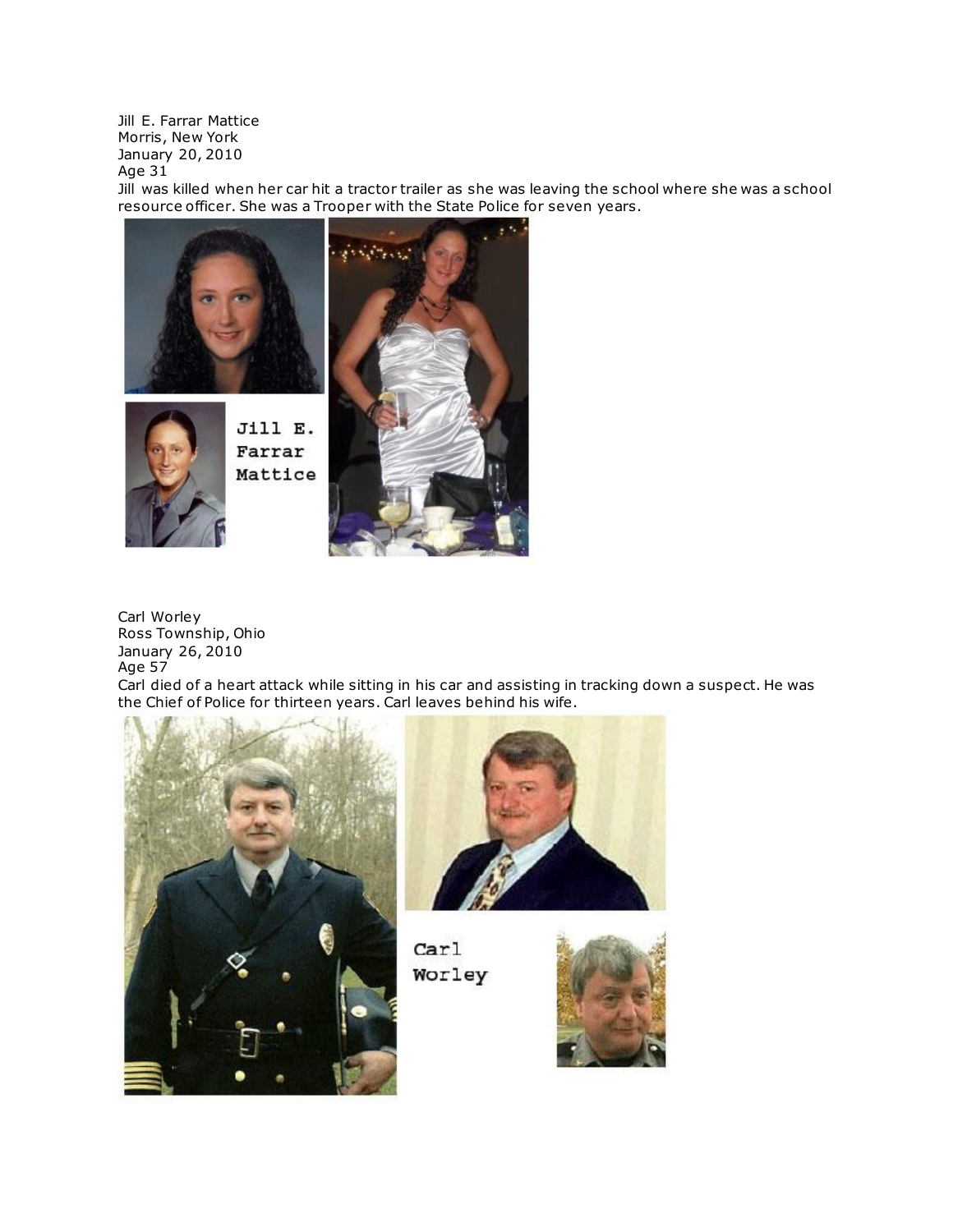Jill E. Farrar Mattice
Morris, New York
January 20, 2010
Age 31
Jill was killed when her car hit a tractor trailer as she was leaving the school where she was a school resource officer. She was a Trooper with the State Police for seven years.

Jill E. Farrar Mattice

Carl Worley
Ross Township, Ohio
January 26, 2010
Age 57
Carl died of a heart attack while sitting in his car and assisting in tracking down a suspect. He was the Chief of Police for thirteen years. Carl leaves behind his wife.

Carl Worley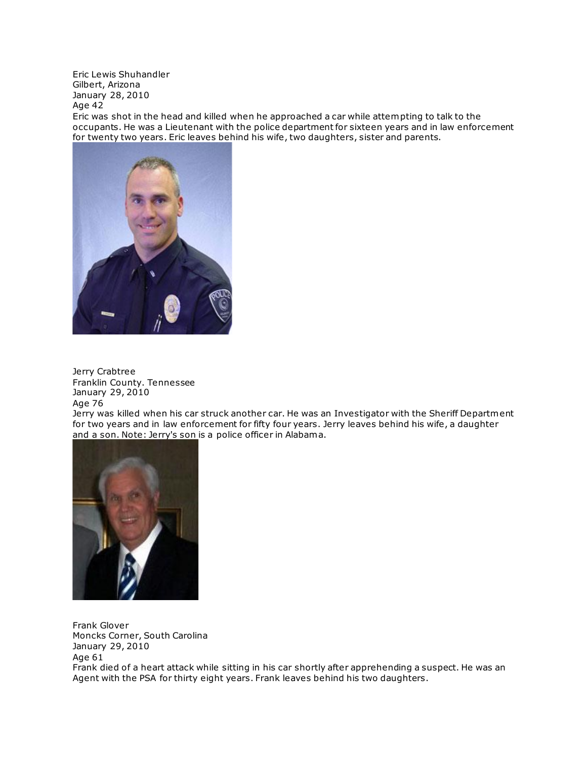Eric Lewis Shuhandler
Gilbert, Arizona
January 28, 2010
Age 42
Eric was shot in the head and killed when he approached a car while attempting to talk to the occupants. He was a Lieutenant with the police department for sixteen years and in law enforcement for twenty two years. Eric leaves behind his wife, two daughters, sister and parents.

Jerry Crabtree
Franklin County. Tennessee
January 29, 2010
Age 76
Jerry was killed when his car struck another car. He was an Investigator with the Sheriff Department for two years and in law enforcement for fifty four years. Jerry leaves behind his wife, a daughter and a son. Note: Jerry's son is a police officer in Alabama.

Frank Glover
Moncks Corner, South Carolina
January 29, 2010
Age 61
Frank died of a heart attack while sitting in his car shortly after apprehending a suspect. He was an Agent with the PSA for thirty eight years. Frank leaves behind his two daughters.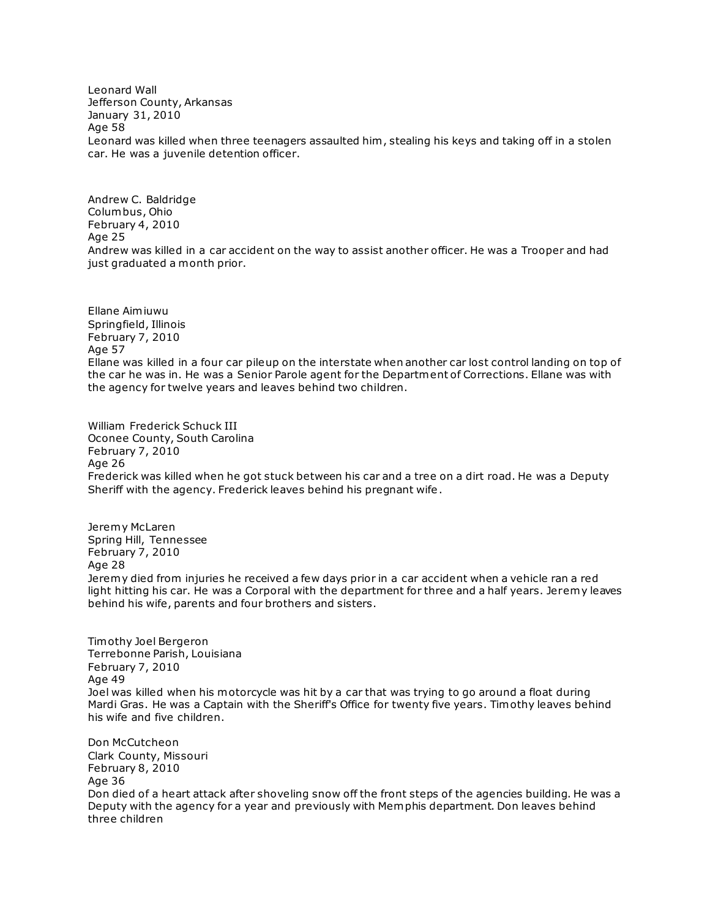Leonard Wall
Jefferson County, Arkansas
January 31, 2010
Age 58
Leonard was killed when three teenagers assaulted him, stealing his keys and taking off in a stolen car. He was a juvenile detention officer.

Andrew C. Baldridge
Columbus, Ohio
February 4, 2010
Age 25
Andrew was killed in a car accident on the way to assist another officer. He was a Trooper and had just graduated a month prior.

Ellane Aimiuwu
Springfield, Illinois
February 7, 2010
Age 57
Ellane was killed in a four car pileup on the interstate when another car lost control landing on top of the car he was in. He was a Senior Parole agent for the Department of Corrections. Ellane was with the agency for twelve years and leaves behind two children.

William Frederick Schuck III
Oconee County, South Carolina
February 7, 2010
Age 26
Frederick was killed when he got stuck between his car and a tree on a dirt road. He was a Deputy Sheriff with the agency. Frederick leaves behind his pregnant wife.

Jeremy McLaren
Spring Hill, Tennessee
February 7, 2010
Age 28
Jeremy died from injuries he received a few days prior in a car accident when a vehicle ran a red light hitting his car. He was a Corporal with the department for three and a half years. Jeremy leaves behind his wife, parents and four brothers and sisters.

Timothy Joel Bergeron
Terrebonne Parish, Louisiana
February 7, 2010
Age 49
Joel was killed when his motorcycle was hit by a car that was trying to go around a float during Mardi Gras. He was a Captain with the Sheriff's Office for twenty five years. Timothy leaves behind his wife and five children.

Don McCutcheon
Clark County, Missouri
February 8, 2010
Age 36
Don died of a heart attack after shoveling snow off the front steps of the agencies building. He was a Deputy with the agency for a year and previously with Memphis department. Don leaves behind three children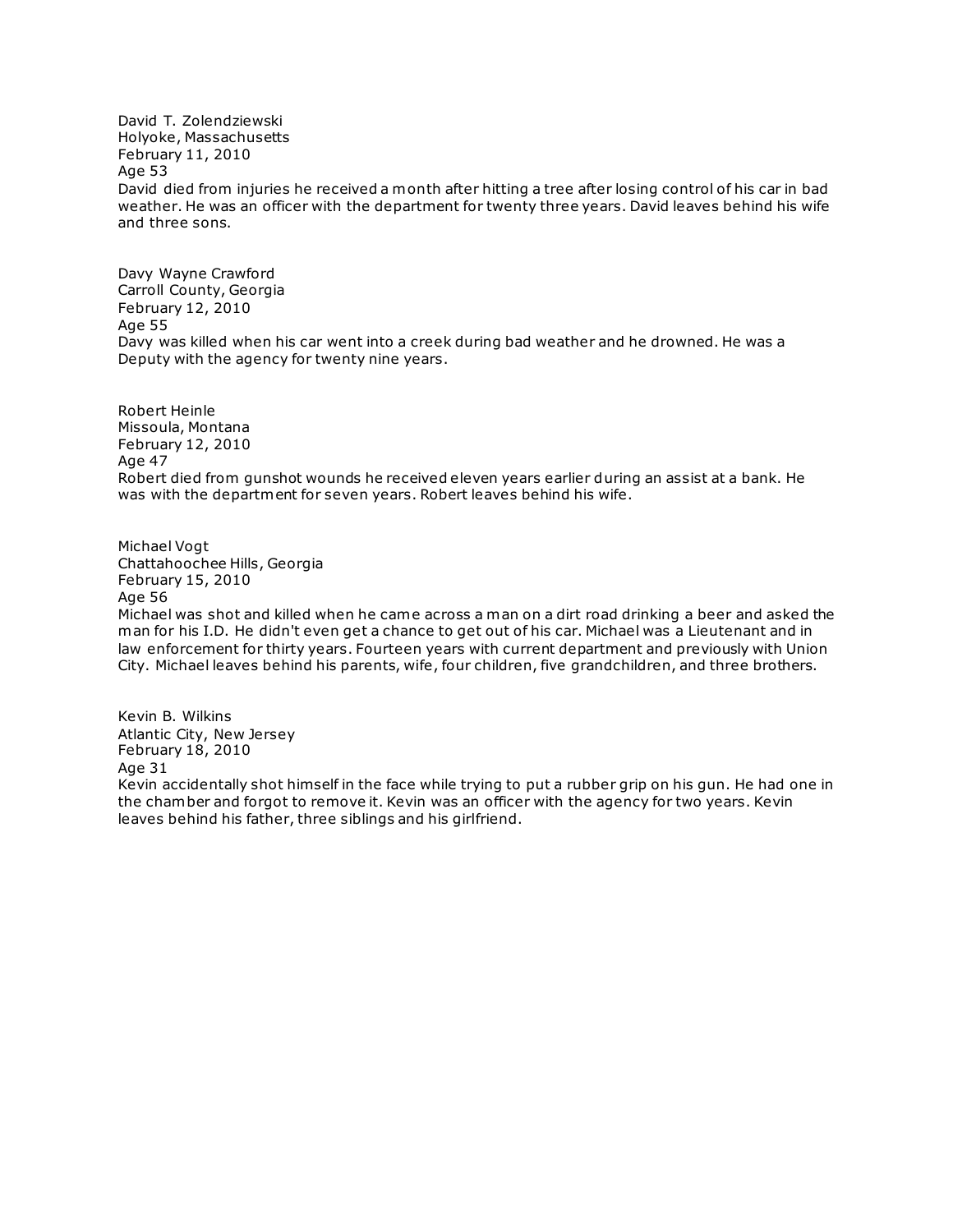David T. Zolendziewski
Holyoke, Massachusetts
February 11, 2010
Age 53
David died from injuries he received a month after hitting a tree after losing control of his car in bad weather. He was an officer with the department for twenty three years. David leaves behind his wife and three sons.

Davy Wayne Crawford
Carroll County, Georgia
February 12, 2010
Age 55
Davy was killed when his car went into a creek during bad weather and he drowned. He was a Deputy with the agency for twenty nine years.

Robert Heinle
Missoula, Montana
February 12, 2010
Age 47
Robert died from gunshot wounds he received eleven years earlier during an assist at a bank. He was with the department for seven years. Robert leaves behind his wife.

Michael Vogt
Chattahoochee Hills, Georgia
February 15, 2010
Age 56
Michael was shot and killed when he came across a man on a dirt road drinking a beer and asked the man for his I.D. He didn't even get a chance to get out of his car. Michael was a Lieutenant and in law enforcement for thirty years. Fourteen years with current department and previously with Union City. Michael leaves behind his parents, wife, four children, five grandchildren, and three brothers.

Kevin B. Wilkins
Atlantic City, New Jersey
February 18, 2010
Age 31
Kevin accidentally shot himself in the face while trying to put a rubber grip on his gun. He had one in the chamber and forgot to remove it. Kevin was an officer with the agency for two years. Kevin leaves behind his father, three siblings and his girlfriend.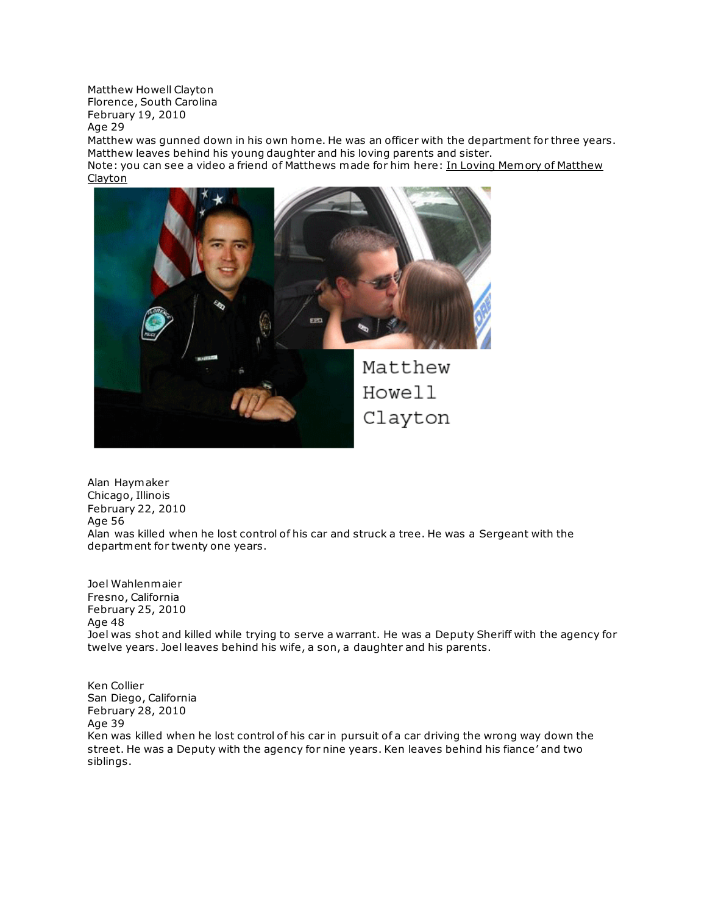Matthew Howell Clayton
Florence, South Carolina
February 19, 2010
Age 29
Matthew was gunned down in his own home. He was an officer with the department for three years. Matthew leaves behind his young daughter and his loving parents and sister.
Note: you can see a video a friend of Matthews made for him here: In Loving Memory of Matthew Clayton

Matthew Howell Clayton

Alan Haymaker
Chicago, Illinois
February 22, 2010
Age 56
Alan was killed when he lost control of his car and struck a tree. He was a Sergeant with the department for twenty one years.

Joel Wahlenmaier
Fresno, California
February 25, 2010
Age 48
Joel was shot and killed while trying to serve a warrant. He was a Deputy Sheriff with the agency for twelve years. Joel leaves behind his wife, a son, a daughter and his parents.

Ken Collier
San Diego, California
February 28, 2010
Age 39
Ken was killed when he lost control of his car in pursuit of a car driving the wrong way down the street. He was a Deputy with the agency for nine years. Ken leaves behind his fiance' and two siblings.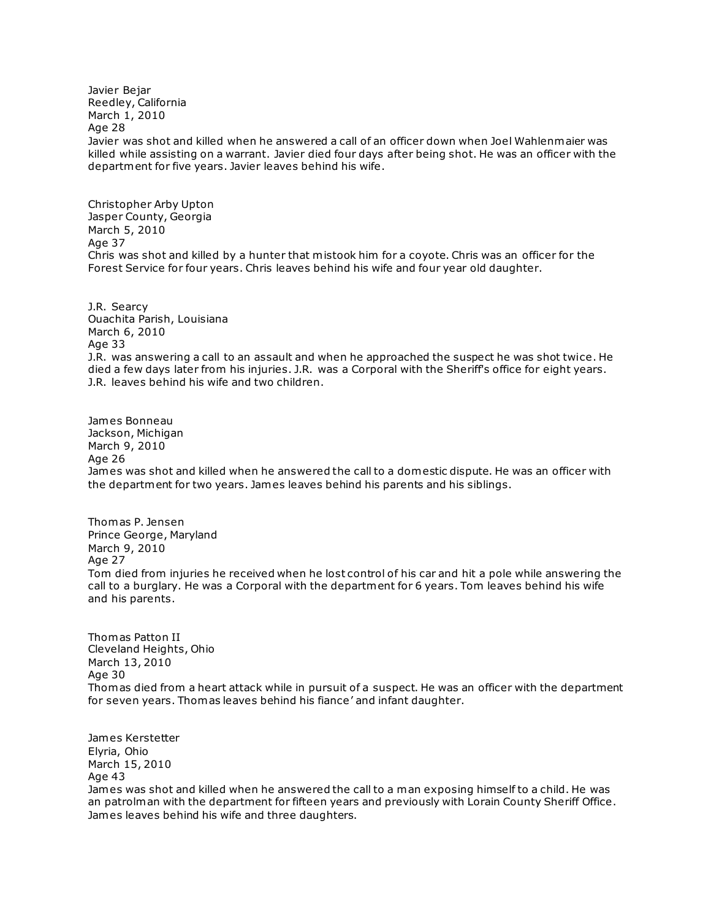Javier Bejar
Reedley, California
March 1, 2010
Age 28
Javier was shot and killed when he answered a call of an officer down when Joel Wahlenmaier was killed while assisting on a warrant. Javier died four days after being shot. He was an officer with the department for five years. Javier leaves behind his wife.

Christopher Arby Upton
Jasper County, Georgia
March 5, 2010
Age 37
Chris was shot and killed by a hunter that mistook him for a coyote. Chris was an officer for the Forest Service for four years. Chris leaves behind his wife and four year old daughter.

J.R. Searcy
Ouachita Parish, Louisiana
March 6, 2010
Age 33
J.R. was answering a call to an assault and when he approached the suspect he was shot twice. He died a few days later from his injuries. J.R. was a Corporal with the Sheriff's office for eight years. J.R. leaves behind his wife and two children.

James Bonneau
Jackson, Michigan
March 9, 2010
Age 26
James was shot and killed when he answered the call to a domestic dispute. He was an officer with the department for two years. James leaves behind his parents and his siblings.

Thomas P. Jensen
Prince George, Maryland
March 9, 2010
Age 27
Tom died from injuries he received when he lost control of his car and hit a pole while answering the call to a burglary. He was a Corporal with the department for 6 years. Tom leaves behind his wife and his parents.

Thomas Patton II
Cleveland Heights, Ohio
March 13, 2010
Age 30
Thomas died from a heart attack while in pursuit of a suspect. He was an officer with the department for seven years. Thomas leaves behind his fiance' and infant daughter.

James Kerstetter
Elyria, Ohio
March 15, 2010
Age 43
James was shot and killed when he answered the call to a man exposing himself to a child. He was an patrolman with the department for fifteen years and previously with Lorain County Sheriff Office. James leaves behind his wife and three daughters.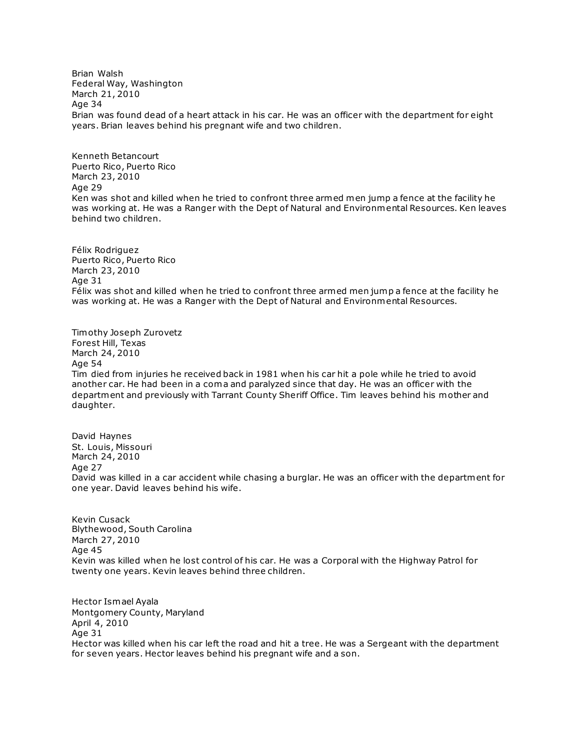Brian Walsh
Federal Way, Washington
March 21, 2010
Age 34
Brian was found dead of a heart attack in his car. He was an officer with the department for eight years. Brian leaves behind his pregnant wife and two children.

Kenneth Betancourt
Puerto Rico, Puerto Rico
March 23, 2010
Age 29
Ken was shot and killed when he tried to confront three armed men jump a fence at the facility he was working at. He was a Ranger with the Dept of Natural and Environmental Resources. Ken leaves behind two children.

Félix Rodriguez
Puerto Rico, Puerto Rico
March 23, 2010
Age 31
Félix was shot and killed when he tried to confront three armed men jump a fence at the facility he was working at. He was a Ranger with the Dept of Natural and Environmental Resources.

Timothy Joseph Zurovetz
Forest Hill, Texas
March 24, 2010
Age 54
Tim died from injuries he received back in 1981 when his car hit a pole while he tried to avoid another car. He had been in a coma and paralyzed since that day. He was an officer with the department and previously with Tarrant County Sheriff Office. Tim leaves behind his mother and daughter.

David Haynes
St. Louis, Missouri
March 24, 2010
Age 27
David was killed in a car accident while chasing a burglar. He was an officer with the department for one year. David leaves behind his wife.

Kevin Cusack
Blythewood, South Carolina
March 27, 2010
Age 45
Kevin was killed when he lost control of his car. He was a Corporal with the Highway Patrol for twenty one years. Kevin leaves behind three children.

Hector Ismael Ayala
Montgomery County, Maryland
April 4, 2010
Age 31
Hector was killed when his car left the road and hit a tree. He was a Sergeant with the department for seven years. Hector leaves behind his pregnant wife and a son.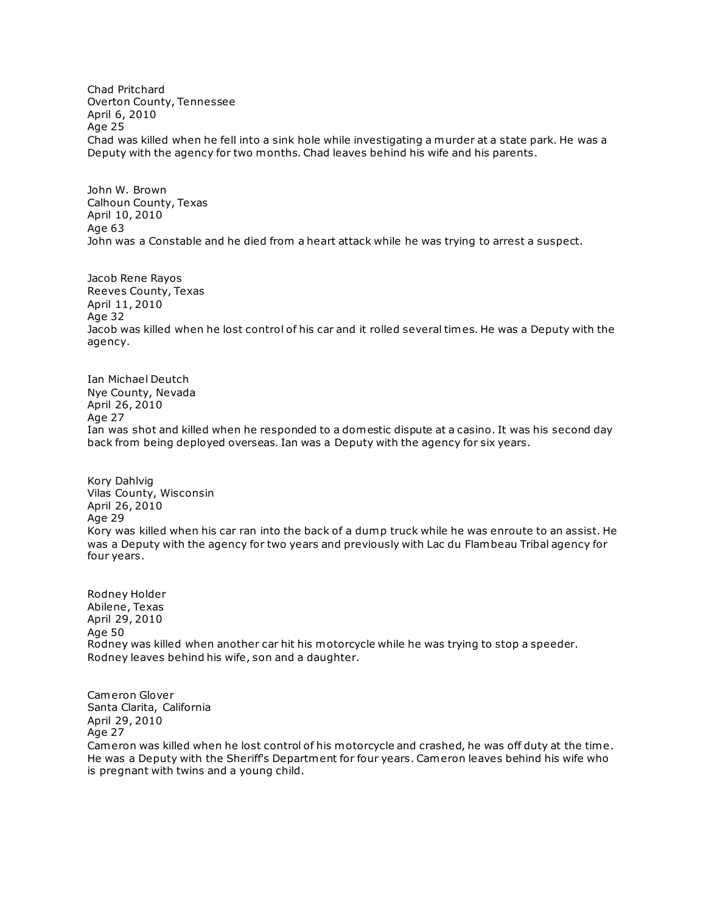Chad Pritchard
Overton County, Tennessee
April 6, 2010
Age 25
Chad was killed when he fell into a sink hole while investigating a murder at a state park. He was a Deputy with the agency for two months. Chad leaves behind his wife and his parents.

John W. Brown
Calhoun County, Texas
April 10, 2010
Age 63
John was a Constable and he died from a heart attack while he was trying to arrest a suspect.

Jacob Rene Rayos
Reeves County, Texas
April 11, 2010
Age 32
Jacob was killed when he lost control of his car and it rolled several times. He was a Deputy with the agency.

Ian Michael Deutch
Nye County, Nevada
April 26, 2010
Age 27
Ian was shot and killed when he responded to a domestic dispute at a casino. It was his second day back from being deployed overseas. Ian was a Deputy with the agency for six years.

Kory Dahlvig
Vilas County, Wisconsin
April 26, 2010
Age 29
Kory was killed when his car ran into the back of a dump truck while he was enroute to an assist. He was a Deputy with the agency for two years and previously with Lac du Flambeau Tribal agency for four years.

Rodney Holder
Abilene, Texas
April 29, 2010
Age 50
Rodney was killed when another car hit his motorcycle while he was trying to stop a speeder. Rodney leaves behind his wife, son and a daughter.

Cameron Glover
Santa Clarita, California
April 29, 2010
Age 27
Cameron was killed when he lost control of his motorcycle and crashed, he was off duty at the time. He was a Deputy with the Sheriff's Department for four years. Cameron leaves behind his wife who is pregnant with twins and a young child.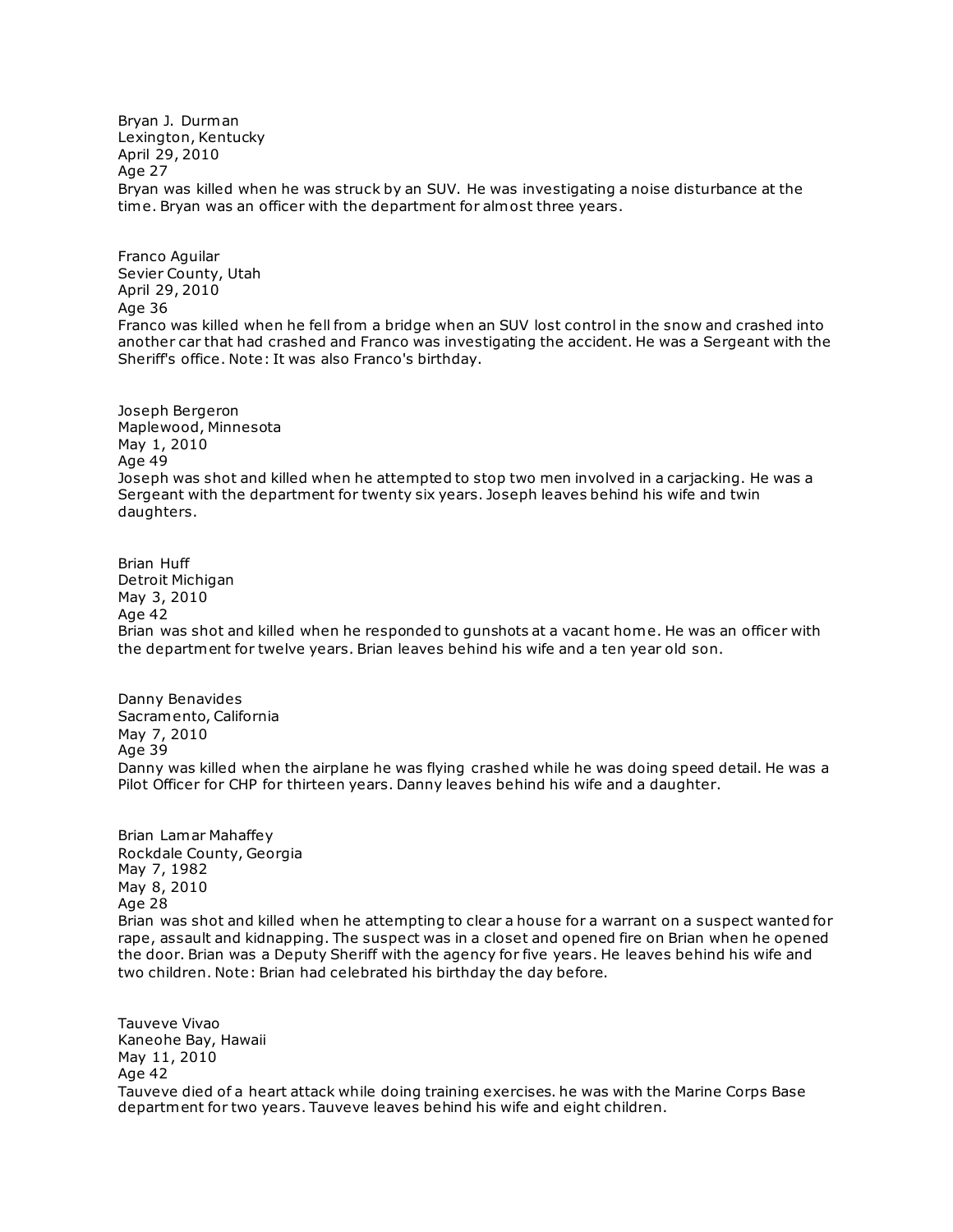Bryan J. Durman
Lexington, Kentucky
April 29, 2010
Age 27
Bryan was killed when he was struck by an SUV. He was investigating a noise disturbance at the time. Bryan was an officer with the department for almost three years.

Franco Aguilar
Sevier County, Utah
April 29, 2010
Age 36
Franco was killed when he fell from a bridge when an SUV lost control in the snow and crashed into another car that had crashed and Franco was investigating the accident. He was a Sergeant with the Sheriff's office. Note: It was also Franco's birthday.

Joseph Bergeron
Maplewood, Minnesota
May 1, 2010
Age 49
Joseph was shot and killed when he attempted to stop two men involved in a carjacking. He was a Sergeant with the department for twenty six years. Joseph leaves behind his wife and twin daughters.

Brian Huff
Detroit Michigan
May 3, 2010
Age 42
Brian was shot and killed when he responded to gunshots at a vacant home. He was an officer with the department for twelve years. Brian leaves behind his wife and a ten year old son.

Danny Benavides
Sacramento, California
May 7, 2010
Age 39
Danny was killed when the airplane he was flying crashed while he was doing speed detail. He was a Pilot Officer for CHP for thirteen years. Danny leaves behind his wife and a daughter.

Brian Lamar Mahaffey
Rockdale County, Georgia
May 7, 1982
May 8, 2010
Age 28
Brian was shot and killed when he attempting to clear a house for a warrant on a suspect wanted for rape, assault and kidnapping. The suspect was in a closet and opened fire on Brian when he opened the door. Brian was a Deputy Sheriff with the agency for five years. He leaves behind his wife and two children. Note: Brian had celebrated his birthday the day before.

Tauveve Vivao
Kaneohe Bay, Hawaii
May 11, 2010
Age 42
Tauveve died of a heart attack while doing training exercises. he was with the Marine Corps Base department for two years. Tauveve leaves behind his wife and eight children.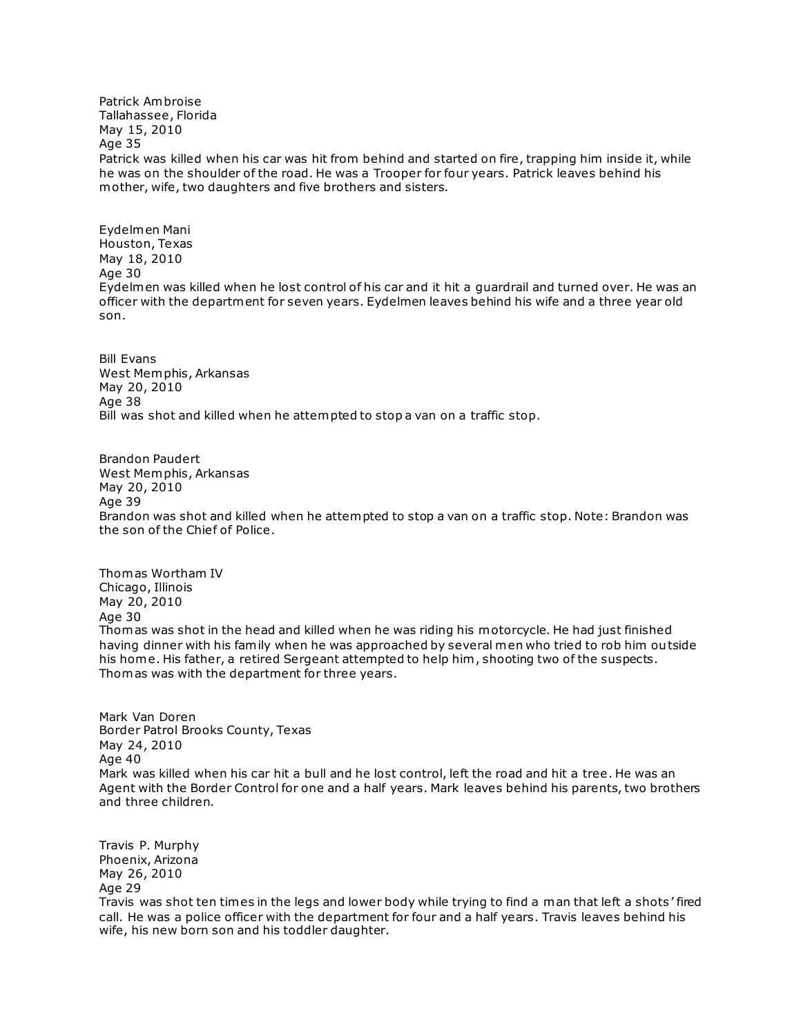Patrick Ambroise
Tallahassee, Florida
May 15, 2010
Age 35
Patrick was killed when his car was hit from behind and started on fire, trapping him inside it, while he was on the shoulder of the road. He was a Trooper for four years. Patrick leaves behind his mother, wife, two daughters and five brothers and sisters.

Eydelmen Mani
Houston, Texas
May 18, 2010
Age 30
Eydelmen was killed when he lost control of his car and it hit a guardrail and turned over. He was an officer with the department for seven years. Eydelmen leaves behind his wife and a three year old son.

Bill Evans
West Memphis, Arkansas
May 20, 2010
Age 38
Bill was shot and killed when he attempted to stop a van on a traffic stop.

Brandon Paudert
West Memphis, Arkansas
May 20, 2010
Age 39
Brandon was shot and killed when he attempted to stop a van on a traffic stop. Note: Brandon was the son of the Chief of Police.

Thomas Wortham IV
Chicago, Illinois
May 20, 2010
Age 30
Thomas was shot in the head and killed when he was riding his motorcycle. He had just finished having dinner with his family when he was approached by several men who tried to rob him outside his home. His father, a retired Sergeant attempted to help him, shooting two of the suspects. Thomas was with the department for three years.

Mark Van Doren
Border Patrol Brooks County, Texas
May 24, 2010
Age 40
Mark was killed when his car hit a bull and he lost control, left the road and hit a tree. He was an Agent with the Border Control for one and a half years. Mark leaves behind his parents, two brothers and three children.

Travis P. Murphy
Phoenix, Arizona
May 26, 2010
Age 29
Travis was shot ten times in the legs and lower body while trying to find a man that left a shots' fired call. He was a police officer with the department for four and a half years. Travis leaves behind his wife, his new born son and his toddler daughter.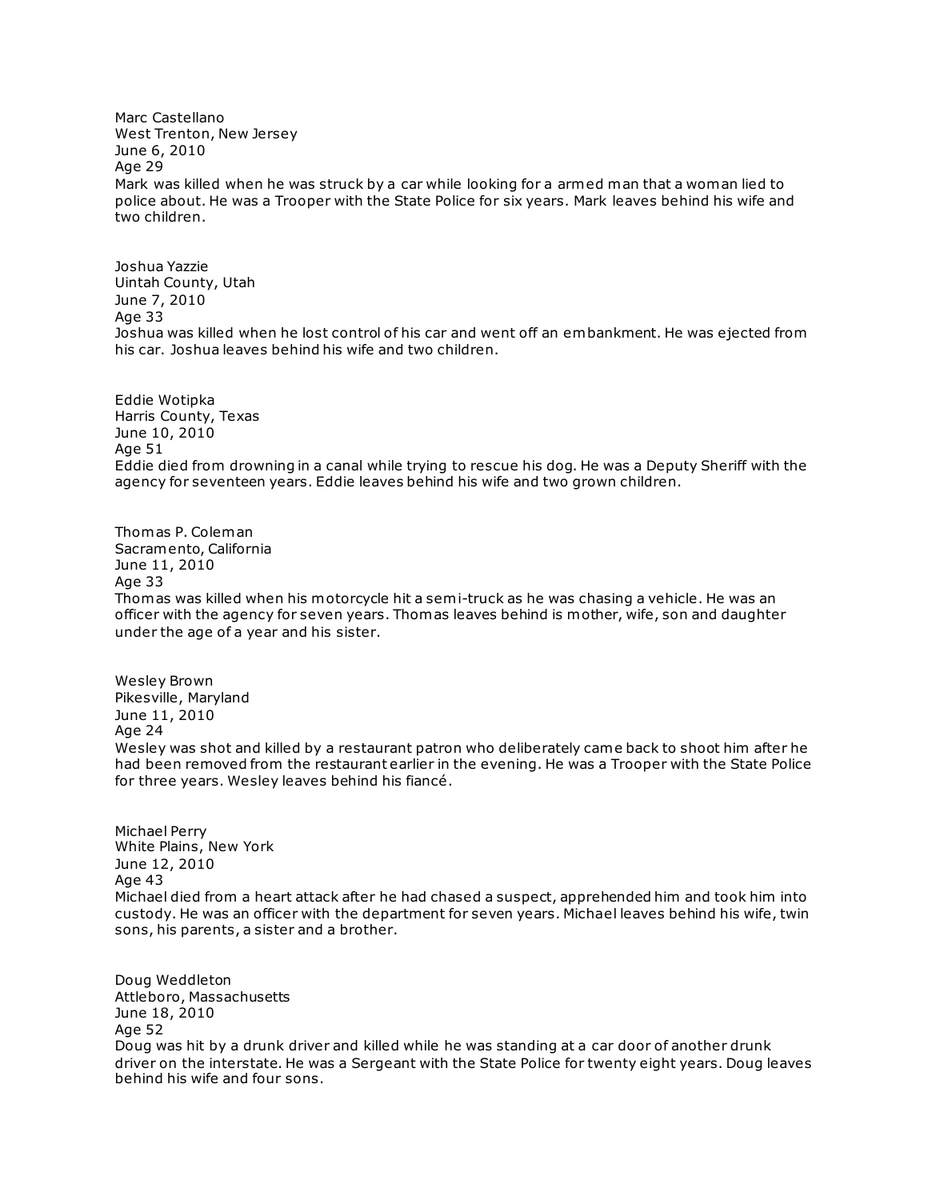Marc Castellano
West Trenton, New Jersey
June 6, 2010
Age 29
Mark was killed when he was struck by a car while looking for a armed man that a woman lied to police about. He was a Trooper with the State Police for six years. Mark leaves behind his wife and two children.

Joshua Yazzie
Uintah County, Utah
June 7, 2010
Age 33
Joshua was killed when he lost control of his car and went off an embankment. He was ejected from his car. Joshua leaves behind his wife and two children.

Eddie Wotipka
Harris County, Texas
June 10, 2010
Age 51
Eddie died from drowning in a canal while trying to rescue his dog. He was a Deputy Sheriff with the agency for seventeen years. Eddie leaves behind his wife and two grown children.

Thomas P. Coleman
Sacramento, California
June 11, 2010
Age 33
Thomas was killed when his motorcycle hit a semi-truck as he was chasing a vehicle. He was an officer with the agency for seven years. Thomas leaves behind is mother, wife, son and daughter under the age of a year and his sister.

Wesley Brown
Pikesville, Maryland
June 11, 2010
Age 24
Wesley was shot and killed by a restaurant patron who deliberately came back to shoot him after he had been removed from the restaurant earlier in the evening. He was a Trooper with the State Police for three years. Wesley leaves behind his fiancé.

Michael Perry
White Plains, New York
June 12, 2010
Age 43
Michael died from a heart attack after he had chased a suspect, apprehended him and took him into custody. He was an officer with the department for seven years. Michael leaves behind his wife, twin sons, his parents, a sister and a brother.

Doug Weddleton
Attleboro, Massachusetts
June 18, 2010
Age 52
Doug was hit by a drunk driver and killed while he was standing at a car door of another drunk driver on the interstate. He was a Sergeant with the State Police for twenty eight years. Doug leaves behind his wife and four sons.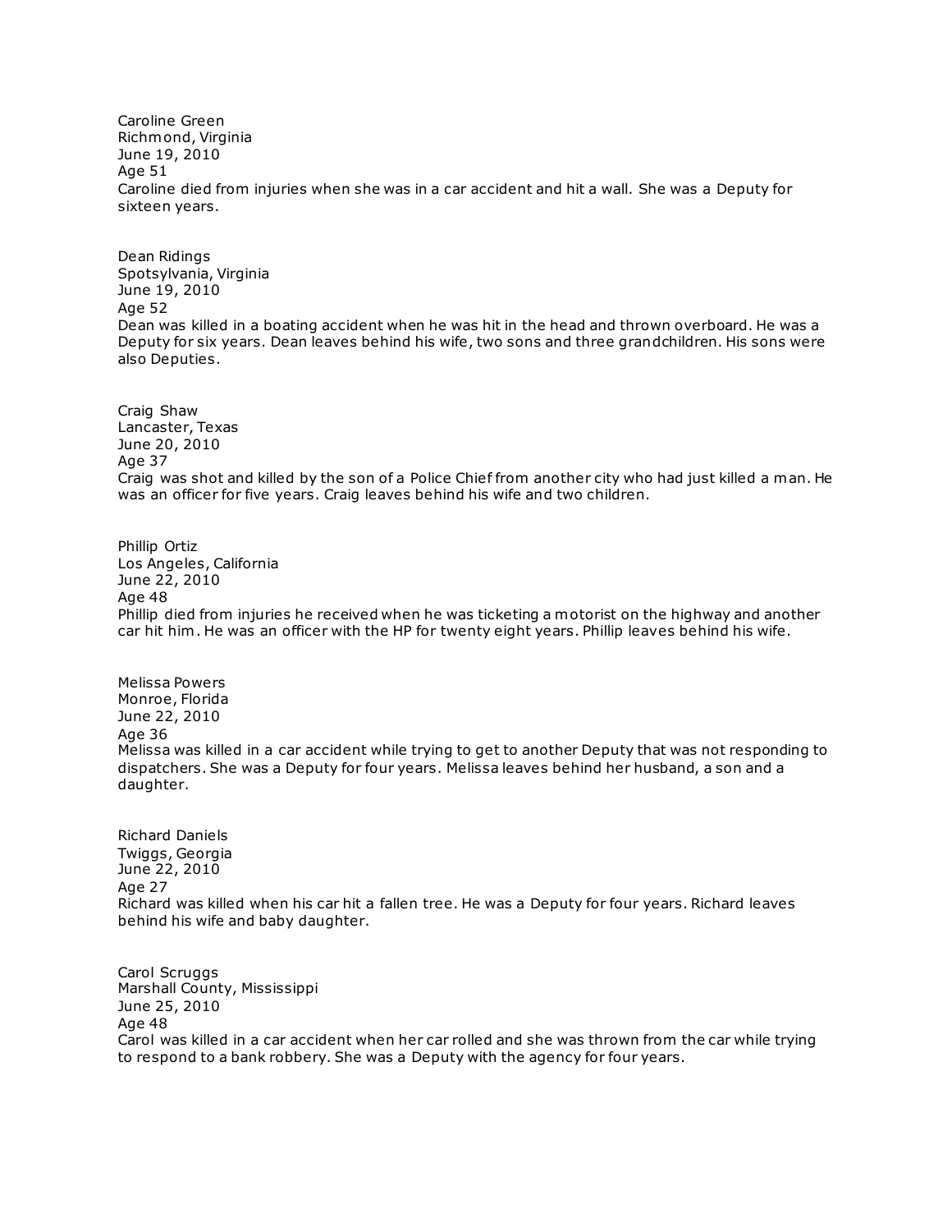Caroline Green
Richmond, Virginia
June 19, 2010
Age 51
Caroline died from injuries when she was in a car accident and hit a wall. She was a Deputy for sixteen years.

Dean Ridings
Spotsylvania, Virginia
June 19, 2010
Age 52
Dean was killed in a boating accident when he was hit in the head and thrown overboard. He was a Deputy for six years. Dean leaves behind his wife, two sons and three grandchildren. His sons were also Deputies.

Craig Shaw
Lancaster, Texas
June 20, 2010
Age 37
Craig was shot and killed by the son of a Police Chief from another city who had just killed a man. He was an officer for five years. Craig leaves behind his wife and two children.

Phillip Ortiz
Los Angeles, California
June 22, 2010
Age 48
Phillip died from injuries he received when he was ticketing a motorist on the highway and another car hit him. He was an officer with the HP for twenty eight years. Phillip leaves behind his wife.

Melissa Powers
Monroe, Florida
June 22, 2010
Age 36
Melissa was killed in a car accident while trying to get to another Deputy that was not responding to dispatchers. She was a Deputy for four years. Melissa leaves behind her husband, a son and a daughter.

Richard Daniels
Twiggs, Georgia
June 22, 2010
Age 27
Richard was killed when his car hit a fallen tree. He was a Deputy for four years. Richard leaves behind his wife and baby daughter.

Carol Scruggs
Marshall County, Mississippi
June 25, 2010
Age 48
Carol was killed in a car accident when her car rolled and she was thrown from the car while trying to respond to a bank robbery. She was a Deputy with the agency for four years.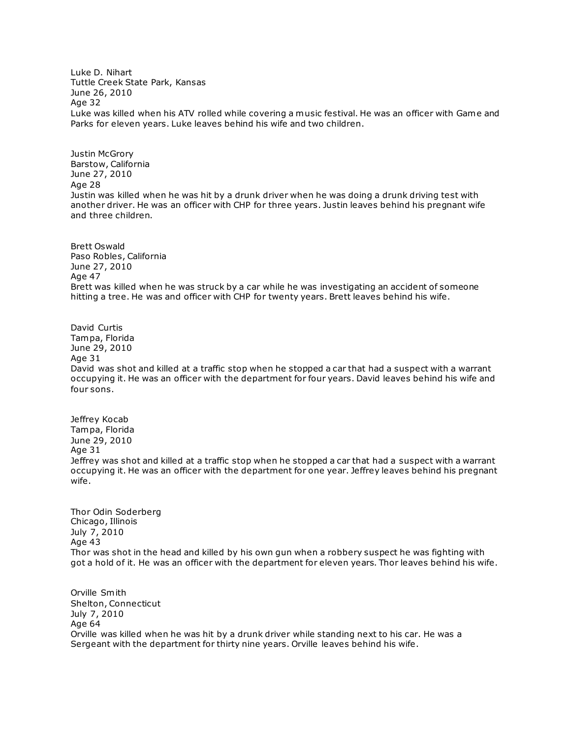Luke D. Nihart
Tuttle Creek State Park, Kansas
June 26, 2010
Age 32
Luke was killed when his ATV rolled while covering a music festival. He was an officer with Game and Parks for eleven years. Luke leaves behind his wife and two children.

Justin McGrory
Barstow, California
June 27, 2010
Age 28
Justin was killed when he was hit by a drunk driver when he was doing a drunk driving test with another driver. He was an officer with CHP for three years. Justin leaves behind his pregnant wife and three children.

Brett Oswald
Paso Robles, California
June 27, 2010
Age 47
Brett was killed when he was struck by a car while he was investigating an accident of someone hitting a tree. He was and officer with CHP for twenty years. Brett leaves behind his wife.

David Curtis
Tampa, Florida
June 29, 2010
Age 31
David was shot and killed at a traffic stop when he stopped a car that had a suspect with a warrant occupying it. He was an officer with the department for four years. David leaves behind his wife and four sons.

Jeffrey Kocab
Tampa, Florida
June 29, 2010
Age 31
Jeffrey was shot and killed at a traffic stop when he stopped a car that had a suspect with a warrant occupying it. He was an officer with the department for one year. Jeffrey leaves behind his pregnant wife.

Thor Odin Soderberg
Chicago, Illinois
July 7, 2010
Age 43
Thor was shot in the head and killed by his own gun when a robbery suspect he was fighting with got a hold of it. He was an officer with the department for eleven years. Thor leaves behind his wife.

Orville Smith
Shelton, Connecticut
July 7, 2010
Age 64
Orville was killed when he was hit by a drunk driver while standing next to his car. He was a Sergeant with the department for thirty nine years. Orville leaves behind his wife.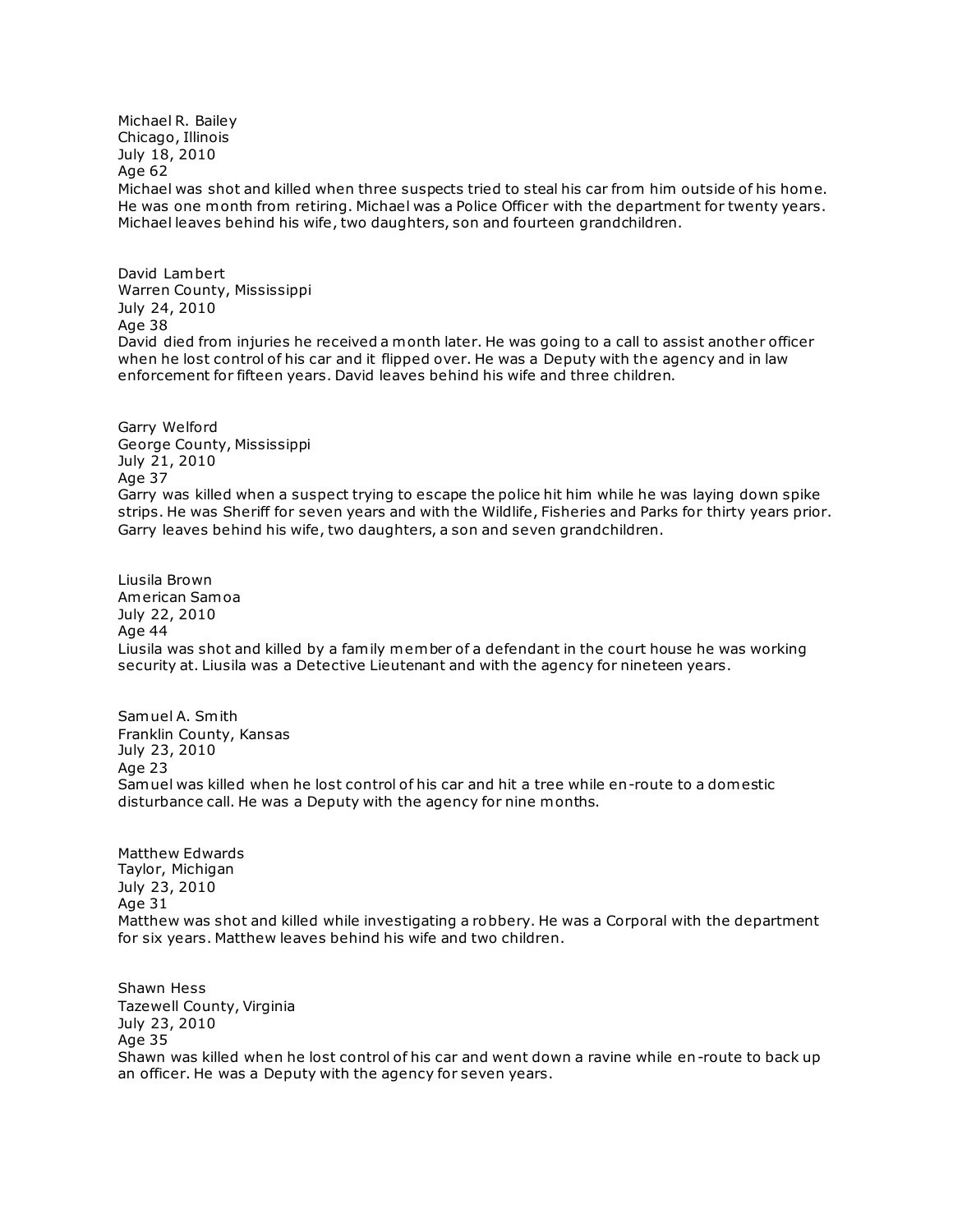Michael R. Bailey
Chicago, Illinois
July 18, 2010
Age 62
Michael was shot and killed when three suspects tried to steal his car from him outside of his home. He was one month from retiring. Michael was a Police Officer with the department for twenty years. Michael leaves behind his wife, two daughters, son and fourteen grandchildren.

David Lambert
Warren County, Mississippi
July 24, 2010
Age 38
David died from injuries he received a month later. He was going to a call to assist another officer when he lost control of his car and it flipped over. He was a Deputy with the agency and in law enforcement for fifteen years. David leaves behind his wife and three children.

Garry Welford
George County, Mississippi
July 21, 2010
Age 37
Garry was killed when a suspect trying to escape the police hit him while he was laying down spike strips. He was Sheriff for seven years and with the Wildlife, Fisheries and Parks for thirty years prior. Garry leaves behind his wife, two daughters, a son and seven grandchildren.

Liusila Brown
American Samoa
July 22, 2010
Age 44
Liusila was shot and killed by a family member of a defendant in the court house he was working security at. Liusila was a Detective Lieutenant and with the agency for nineteen years.

Samuel A. Smith
Franklin County, Kansas
July 23, 2010
Age 23
Samuel was killed when he lost control of his car and hit a tree while en-route to a domestic disturbance call. He was a Deputy with the agency for nine months.

Matthew Edwards
Taylor, Michigan
July 23, 2010
Age 31
Matthew was shot and killed while investigating a robbery. He was a Corporal with the department for six years. Matthew leaves behind his wife and two children.

Shawn Hess
Tazewell County, Virginia
July 23, 2010
Age 35
Shawn was killed when he lost control of his car and went down a ravine while en-route to back up an officer. He was a Deputy with the agency for seven years.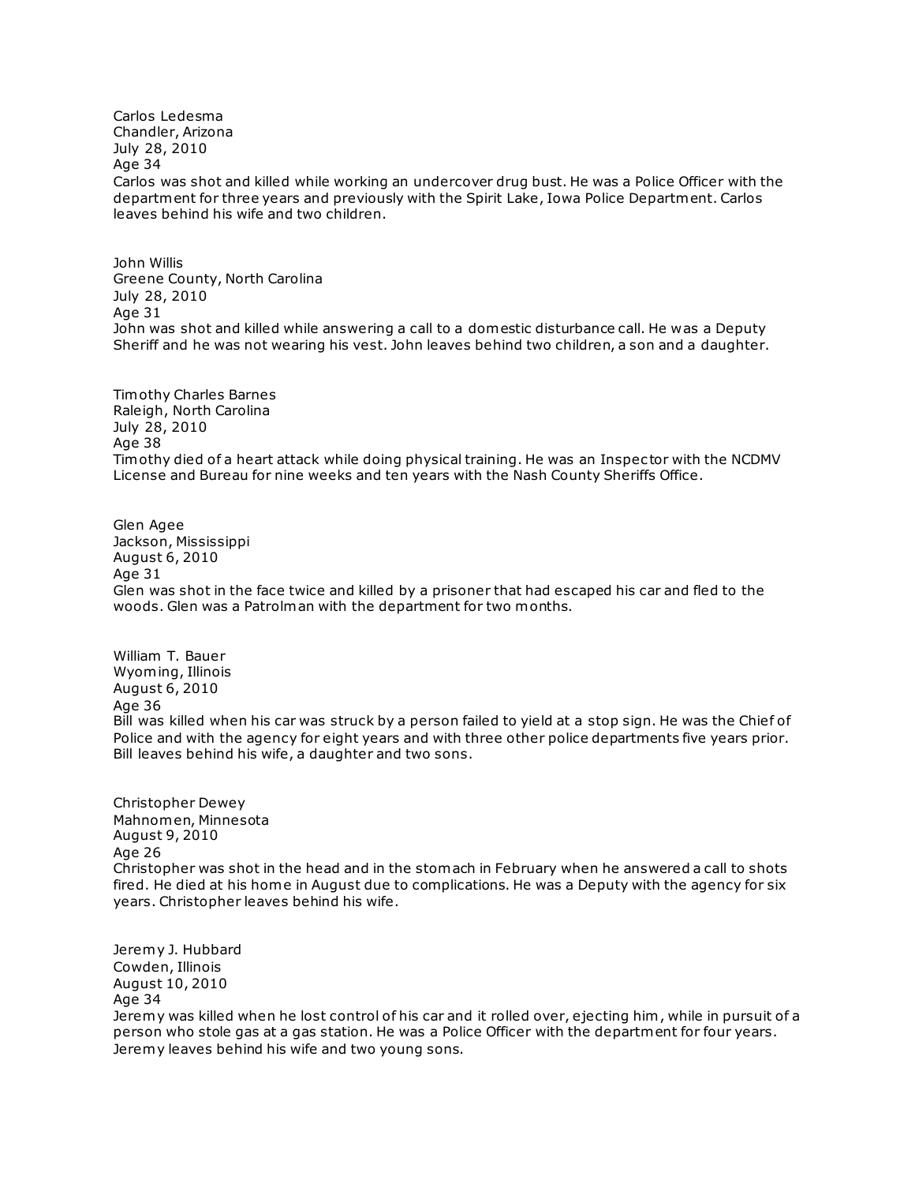Carlos Ledesma
Chandler, Arizona
July 28, 2010
Age 34
Carlos was shot and killed while working an undercover drug bust. He was a Police Officer with the department for three years and previously with the Spirit Lake, Iowa Police Department. Carlos leaves behind his wife and two children.

John Willis
Greene County, North Carolina
July 28, 2010
Age 31
John was shot and killed while answering a call to a domestic disturbance call. He was a Deputy Sheriff and he was not wearing his vest. John leaves behind two children, a son and a daughter.

Timothy Charles Barnes
Raleigh, North Carolina
July 28, 2010
Age 38
Timothy died of a heart attack while doing physical training. He was an Inspector with the NCDMV License and Bureau for nine weeks and ten years with the Nash County Sheriffs Office.

Glen Agee
Jackson, Mississippi
August 6, 2010
Age 31
Glen was shot in the face twice and killed by a prisoner that had escaped his car and fled to the woods. Glen was a Patrolman with the department for two months.

William T. Bauer
Wyoming, Illinois
August 6, 2010
Age 36
Bill was killed when his car was struck by a person failed to yield at a stop sign. He was the Chief of Police and with the agency for eight years and with three other police departments five years prior. Bill leaves behind his wife, a daughter and two sons.

Christopher Dewey
Mahnomen, Minnesota
August 9, 2010
Age 26
Christopher was shot in the head and in the stomach in February when he answered a call to shots fired. He died at his home in August due to complications. He was a Deputy with the agency for six years. Christopher leaves behind his wife.

Jeremy J. Hubbard
Cowden, Illinois
August 10, 2010
Age 34
Jeremy was killed when he lost control of his car and it rolled over, ejecting him, while in pursuit of a person who stole gas at a gas station. He was a Police Officer with the department for four years. Jeremy leaves behind his wife and two young sons.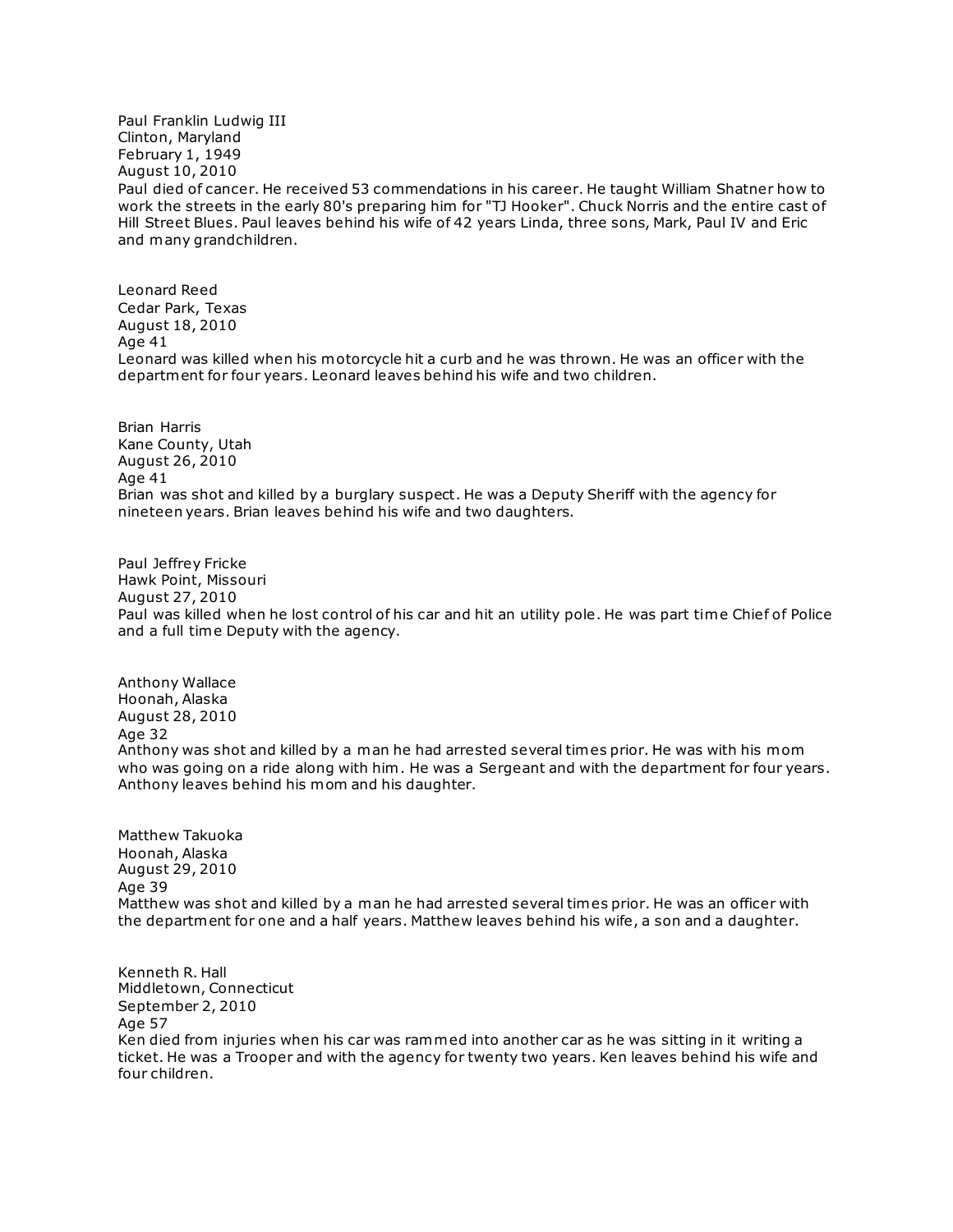Paul Franklin Ludwig III
Clinton, Maryland
February 1, 1949
August 10, 2010
Paul died of cancer. He received 53 commendations in his career. He taught William Shatner how to work the streets in the early 80's preparing him for "TJ Hooker". Chuck Norris and the entire cast of Hill Street Blues. Paul leaves behind his wife of 42 years Linda, three sons, Mark, Paul IV and Eric and many grandchildren.

Leonard Reed
Cedar Park, Texas
August 18, 2010
Age 41
Leonard was killed when his motorcycle hit a curb and he was thrown. He was an officer with the department for four years. Leonard leaves behind his wife and two children.

Brian Harris
Kane County, Utah
August 26, 2010
Age 41
Brian was shot and killed by a burglary suspect. He was a Deputy Sheriff with the agency for nineteen years. Brian leaves behind his wife and two daughters.

Paul Jeffrey Fricke
Hawk Point, Missouri
August 27, 2010
Paul was killed when he lost control of his car and hit an utility pole. He was part time Chief of Police and a full time Deputy with the agency.

Anthony Wallace
Hoonah, Alaska
August 28, 2010
Age 32
Anthony was shot and killed by a man he had arrested several times prior. He was with his mom who was going on a ride along with him. He was a Sergeant and with the department for four years. Anthony leaves behind his mom and his daughter.

Matthew Takuoka
Hoonah, Alaska
August 29, 2010
Age 39
Matthew was shot and killed by a man he had arrested several times prior. He was an officer with the department for one and a half years. Matthew leaves behind his wife, a son and a daughter.

Kenneth R. Hall
Middletown, Connecticut
September 2, 2010
Age 57
Ken died from injuries when his car was rammed into another car as he was sitting in it writing a ticket. He was a Trooper and with the agency for twenty two years. Ken leaves behind his wife and four children.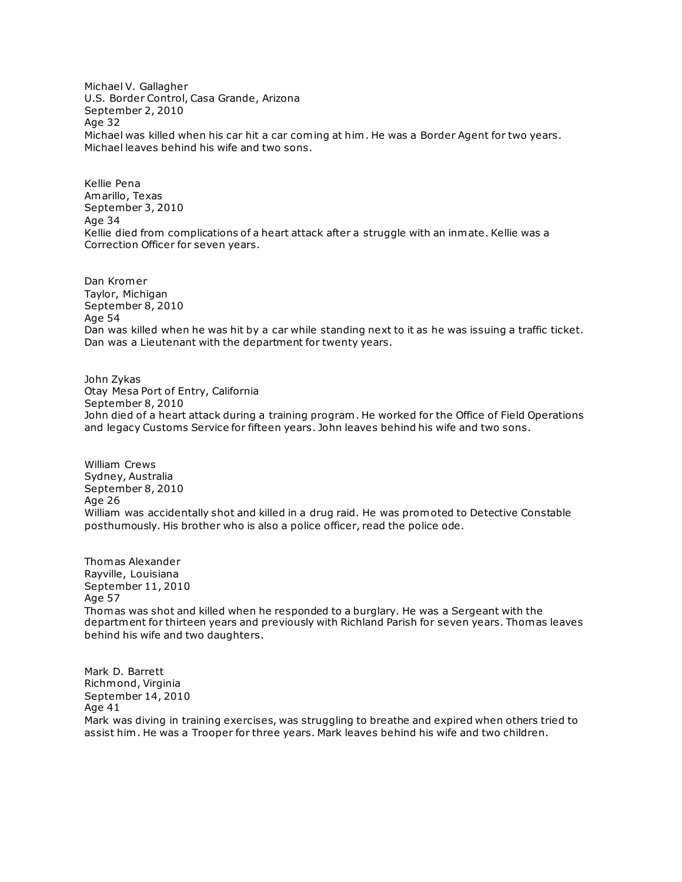Michael V. Gallagher
U.S. Border Control, Casa Grande, Arizona
September 2, 2010
Age 32
Michael was killed when his car hit a car coming at him. He was a Border Agent for two years. Michael leaves behind his wife and two sons.

Kellie Pena
Amarillo, Texas
September 3, 2010
Age 34
Kellie died from complications of a heart attack after a struggle with an inmate. Kellie was a Correction Officer for seven years.

Dan Kromer
Taylor, Michigan
September 8, 2010
Age 54
Dan was killed when he was hit by a car while standing next to it as he was issuing a traffic ticket. Dan was a Lieutenant with the department for twenty years.

John Zykas
Otay Mesa Port of Entry, California
September 8, 2010
John died of a heart attack during a training program. He worked for the Office of Field Operations and legacy Customs Service for fifteen years. John leaves behind his wife and two sons.

William Crews
Sydney, Australia
September 8, 2010
Age 26
William was accidentally shot and killed in a drug raid. He was promoted to Detective Constable posthumously. His brother who is also a police officer, read the police ode.

Thomas Alexander
Rayville, Louisiana
September 11, 2010
Age 57
Thomas was shot and killed when he responded to a burglary. He was a Sergeant with the department for thirteen years and previously with Richland Parish for seven years. Thomas leaves behind his wife and two daughters.

Mark D. Barrett
Richmond, Virginia
September 14, 2010
Age 41
Mark was diving in training exercises, was struggling to breathe and expired when others tried to assist him. He was a Trooper for three years. Mark leaves behind his wife and two children.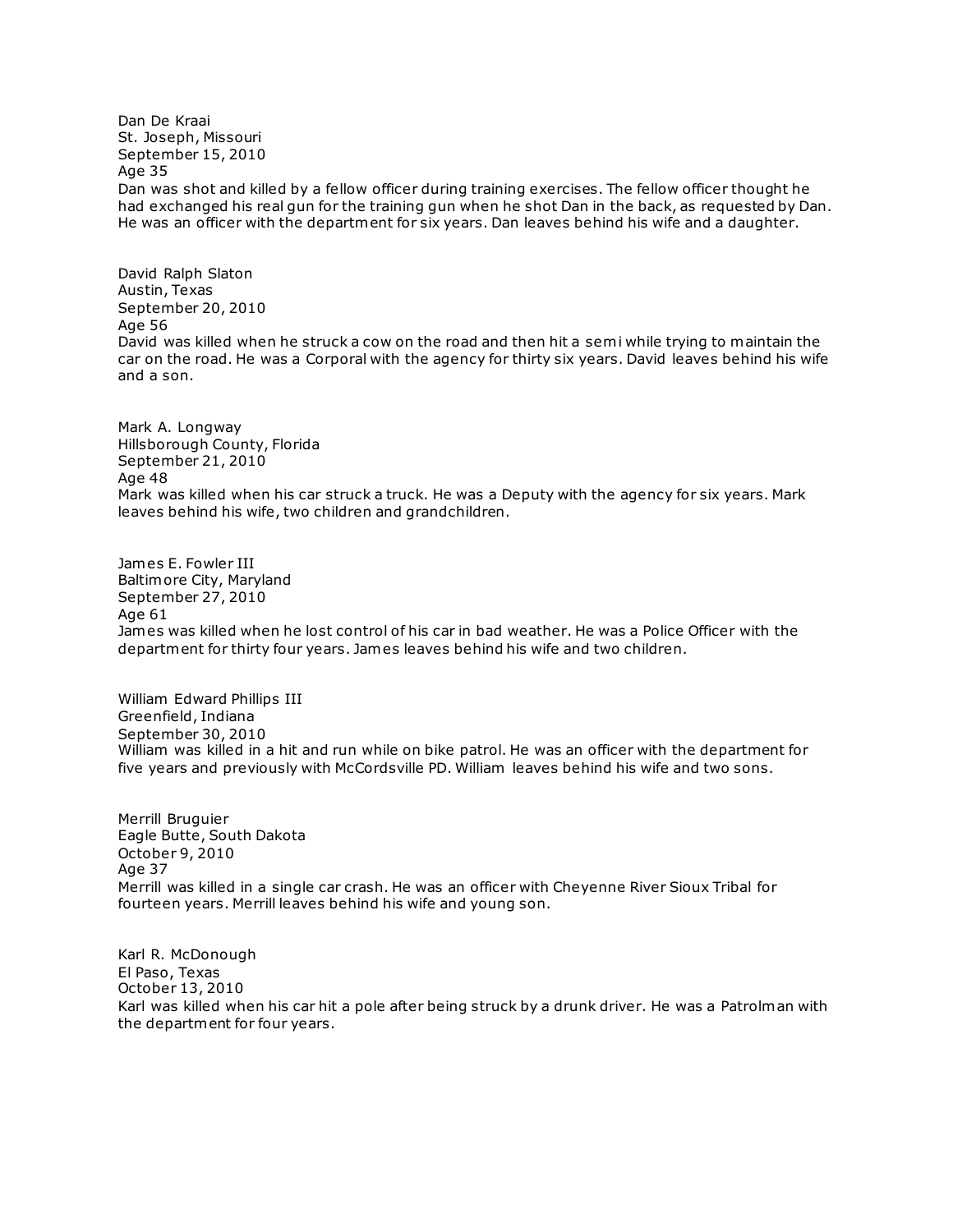Dan De Kraai
St. Joseph, Missouri
September 15, 2010
Age 35
Dan was shot and killed by a fellow officer during training exercises. The fellow officer thought he had exchanged his real gun for the training gun when he shot Dan in the back, as requested by Dan. He was an officer with the department for six years. Dan leaves behind his wife and a daughter.

David Ralph Slaton
Austin, Texas
September 20, 2010
Age 56
David was killed when he struck a cow on the road and then hit a semi while trying to maintain the car on the road. He was a Corporal with the agency for thirty six years. David leaves behind his wife and a son.

Mark A. Longway
Hillsborough County, Florida
September 21, 2010
Age 48
Mark was killed when his car struck a truck. He was a Deputy with the agency for six years. Mark leaves behind his wife, two children and grandchildren.

James E. Fowler III
Baltimore City, Maryland
September 27, 2010
Age 61
James was killed when he lost control of his car in bad weather. He was a Police Officer with the department for thirty four years. James leaves behind his wife and two children.

William Edward Phillips III
Greenfield, Indiana
September 30, 2010
William was killed in a hit and run while on bike patrol. He was an officer with the department for five years and previously with McCordsville PD. William leaves behind his wife and two sons.

Merrill Bruguier
Eagle Butte, South Dakota
October 9, 2010
Age 37
Merrill was killed in a single car crash. He was an officer with Cheyenne River Sioux Tribal for fourteen years. Merrill leaves behind his wife and young son.

Karl R. McDonough
El Paso, Texas
October 13, 2010
Karl was killed when his car hit a pole after being struck by a drunk driver. He was a Patrolman with the department for four years.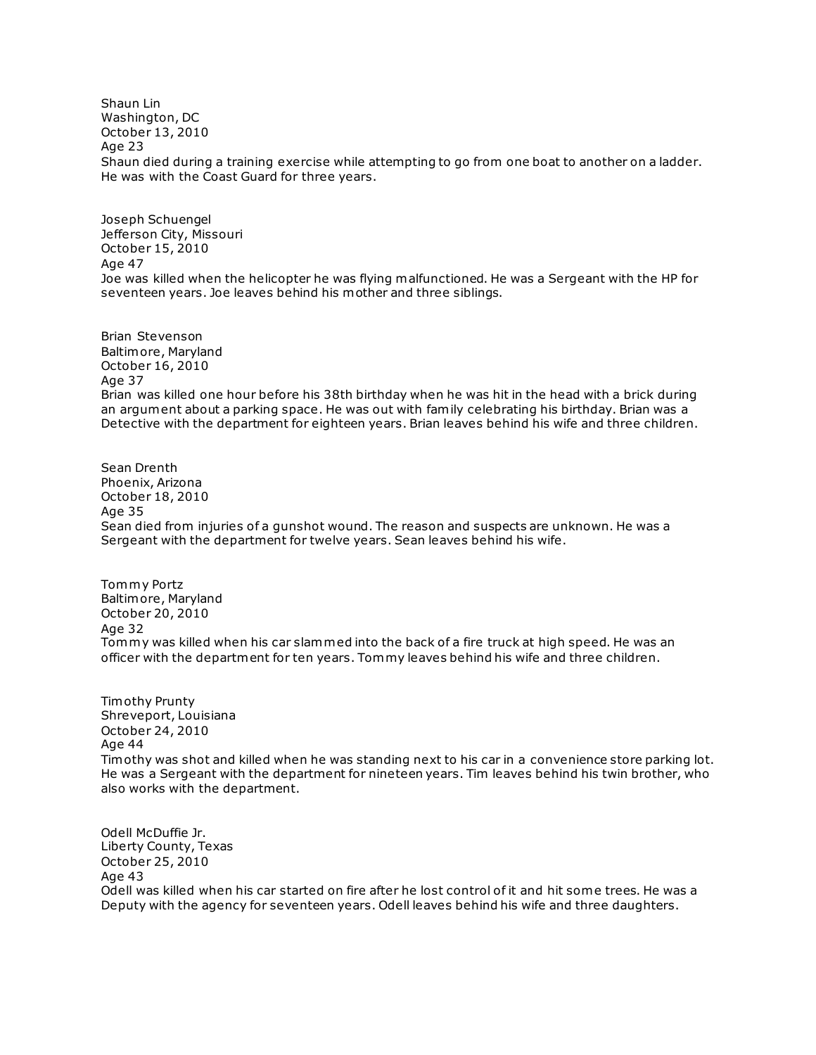Shaun Lin
Washington, DC
October 13, 2010
Age 23
Shaun died during a training exercise while attempting to go from one boat to another on a ladder. He was with the Coast Guard for three years.

Joseph Schuengel
Jefferson City, Missouri
October 15, 2010
Age 47
Joe was killed when the helicopter he was flying malfunctioned. He was a Sergeant with the HP for seventeen years. Joe leaves behind his mother and three siblings.

Brian Stevenson
Baltimore, Maryland
October 16, 2010
Age 37
Brian was killed one hour before his 38th birthday when he was hit in the head with a brick during an argument about a parking space. He was out with family celebrating his birthday. Brian was a Detective with the department for eighteen years. Brian leaves behind his wife and three children.

Sean Drenth
Phoenix, Arizona
October 18, 2010
Age 35
Sean died from injuries of a gunshot wound. The reason and suspects are unknown. He was a Sergeant with the department for twelve years. Sean leaves behind his wife.

Tommy Portz
Baltimore, Maryland
October 20, 2010
Age 32
Tommy was killed when his car slammed into the back of a fire truck at high speed. He was an officer with the department for ten years. Tommy leaves behind his wife and three children.

Timothy Prunty
Shreveport, Louisiana
October 24, 2010
Age 44
Timothy was shot and killed when he was standing next to his car in a convenience store parking lot. He was a Sergeant with the department for nineteen years. Tim leaves behind his twin brother, who also works with the department.

Odell McDuffie Jr.
Liberty County, Texas
October 25, 2010
Age 43
Odell was killed when his car started on fire after he lost control of it and hit some trees. He was a Deputy with the agency for seventeen years. Odell leaves behind his wife and three daughters.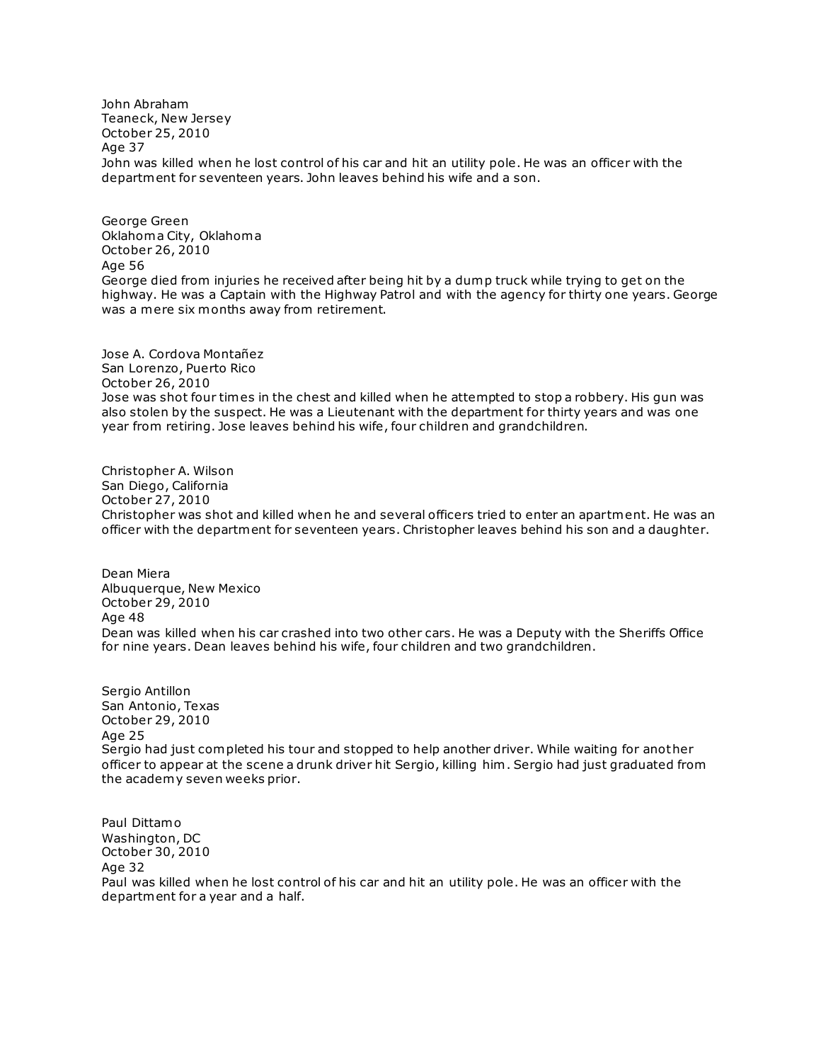John Abraham
Teaneck, New Jersey
October 25, 2010
Age 37
John was killed when he lost control of his car and hit an utility pole. He was an officer with the department for seventeen years. John leaves behind his wife and a son.

George Green
Oklahoma City, Oklahoma
October 26, 2010
Age 56
George died from injuries he received after being hit by a dump truck while trying to get on the highway. He was a Captain with the Highway Patrol and with the agency for thirty one years. George was a mere six months away from retirement.

Jose A. Cordova Montañez
San Lorenzo, Puerto Rico
October 26, 2010
Jose was shot four times in the chest and killed when he attempted to stop a robbery. His gun was also stolen by the suspect. He was a Lieutenant with the department for thirty years and was one year from retiring. Jose leaves behind his wife, four children and grandchildren.

Christopher A. Wilson
San Diego, California
October 27, 2010
Christopher was shot and killed when he and several officers tried to enter an apartment. He was an officer with the department for seventeen years. Christopher leaves behind his son and a daughter.

Dean Miera
Albuquerque, New Mexico
October 29, 2010
Age 48
Dean was killed when his car crashed into two other cars. He was a Deputy with the Sheriffs Office for nine years. Dean leaves behind his wife, four children and two grandchildren.

Sergio Antillon
San Antonio, Texas
October 29, 2010
Age 25
Sergio had just completed his tour and stopped to help another driver. While waiting for another officer to appear at the scene a drunk driver hit Sergio, killing him. Sergio had just graduated from the academy seven weeks prior.

Paul Dittamo
Washington, DC
October 30, 2010
Age 32
Paul was killed when he lost control of his car and hit an utility pole. He was an officer with the department for a year and a half.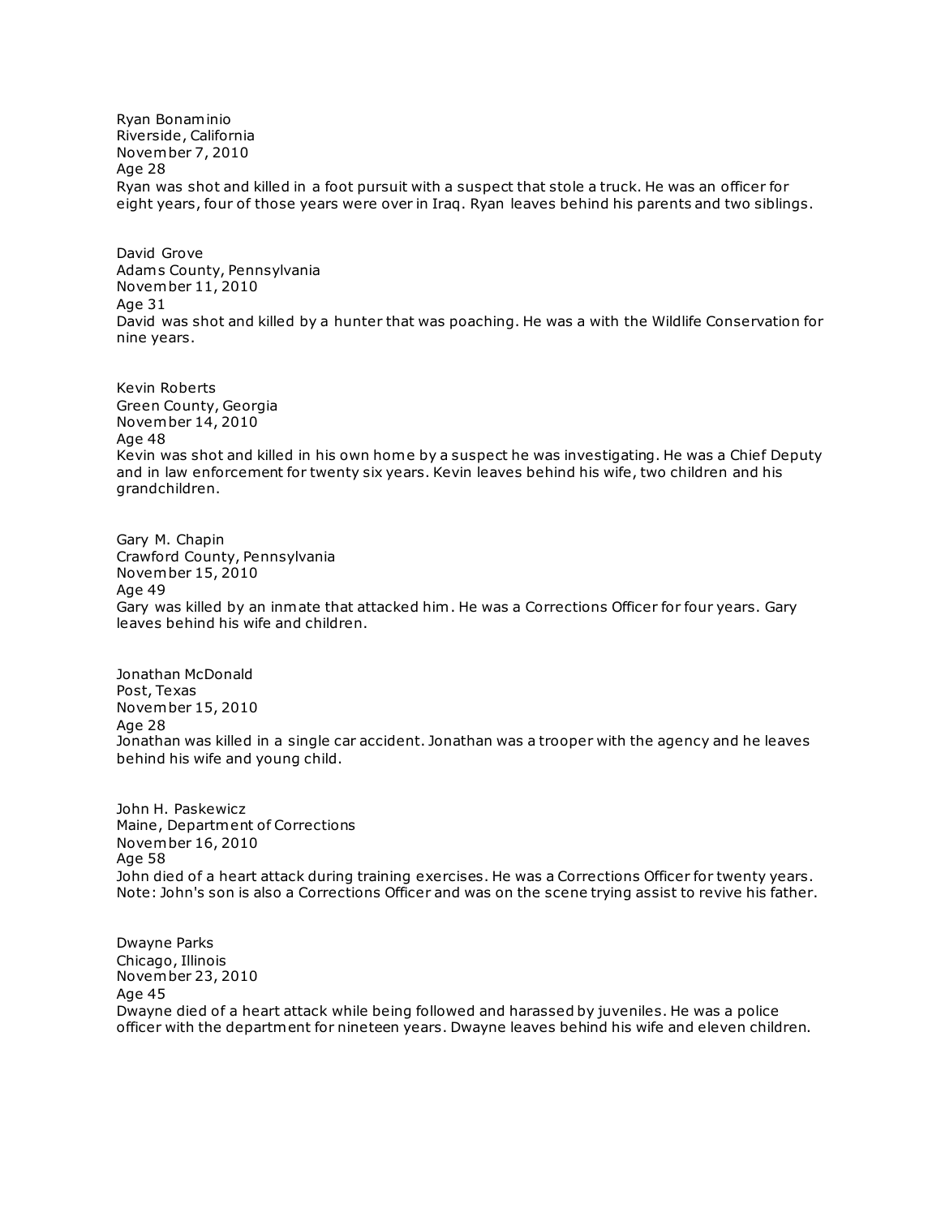Ryan Bonaminio
Riverside, California
November 7, 2010
Age 28
Ryan was shot and killed in a foot pursuit with a suspect that stole a truck. He was an officer for eight years, four of those years were over in Iraq. Ryan leaves behind his parents and two siblings.

David Grove
Adams County, Pennsylvania
November 11, 2010
Age 31
David was shot and killed by a hunter that was poaching. He was a with the Wildlife Conservation for nine years.

Kevin Roberts
Green County, Georgia
November 14, 2010
Age 48
Kevin was shot and killed in his own home by a suspect he was investigating. He was a Chief Deputy and in law enforcement for twenty six years. Kevin leaves behind his wife, two children and his grandchildren.

Gary M. Chapin
Crawford County, Pennsylvania
November 15, 2010
Age 49
Gary was killed by an inmate that attacked him. He was a Corrections Officer for four years. Gary leaves behind his wife and children.

Jonathan McDonald
Post, Texas
November 15, 2010
Age 28
Jonathan was killed in a single car accident. Jonathan was a trooper with the agency and he leaves behind his wife and young child.

John H. Paskewicz
Maine, Department of Corrections
November 16, 2010
Age 58
John died of a heart attack during training exercises. He was a Corrections Officer for twenty years. Note: John's son is also a Corrections Officer and was on the scene trying assist to revive his father.

Dwayne Parks
Chicago, Illinois
November 23, 2010
Age 45
Dwayne died of a heart attack while being followed and harassed by juveniles. He was a police officer with the department for nineteen years. Dwayne leaves behind his wife and eleven children.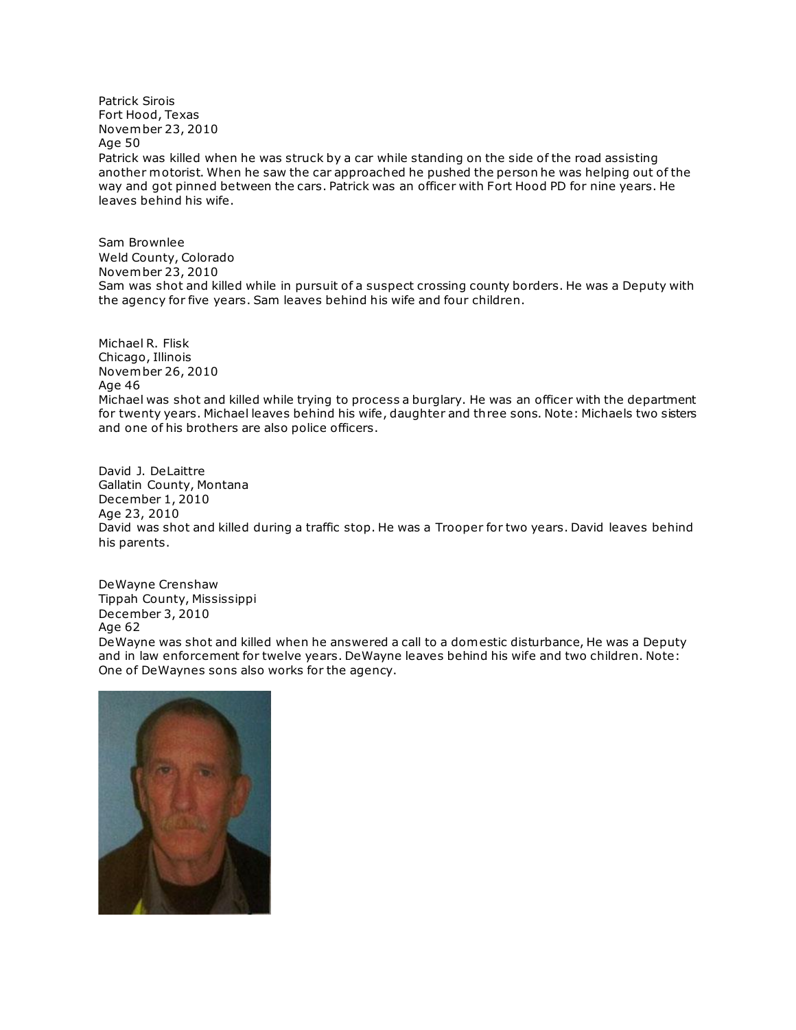Patrick Sirois
Fort Hood, Texas
November 23, 2010
Age 50
Patrick was killed when he was struck by a car while standing on the side of the road assisting another motorist. When he saw the car approached he pushed the person he was helping out of the way and got pinned between the cars. Patrick was an officer with Fort Hood PD for nine years. He leaves behind his wife.

Sam Brownlee
Weld County, Colorado
November 23, 2010
Sam was shot and killed while in pursuit of a suspect crossing county borders. He was a Deputy with the agency for five years. Sam leaves behind his wife and four children.

Michael R. Flisk
Chicago, Illinois
November 26, 2010
Age 46
Michael was shot and killed while trying to process a burglary. He was an officer with the department for twenty years. Michael leaves behind his wife, daughter and three sons. Note: Michaels two sisters and one of his brothers are also police officers.

David J. DeLaittre
Gallatin County, Montana
December 1, 2010
Age 23, 2010
David was shot and killed during a traffic stop. He was a Trooper for two years. David leaves behind his parents.

DeWayne Crenshaw
Tippah County, Mississippi
December 3, 2010
Age 62
DeWayne was shot and killed when he answered a call to a domestic disturbance, He was a Deputy and in law enforcement for twelve years. DeWayne leaves behind his wife and two children. Note: One of DeWaynes sons also works for the agency.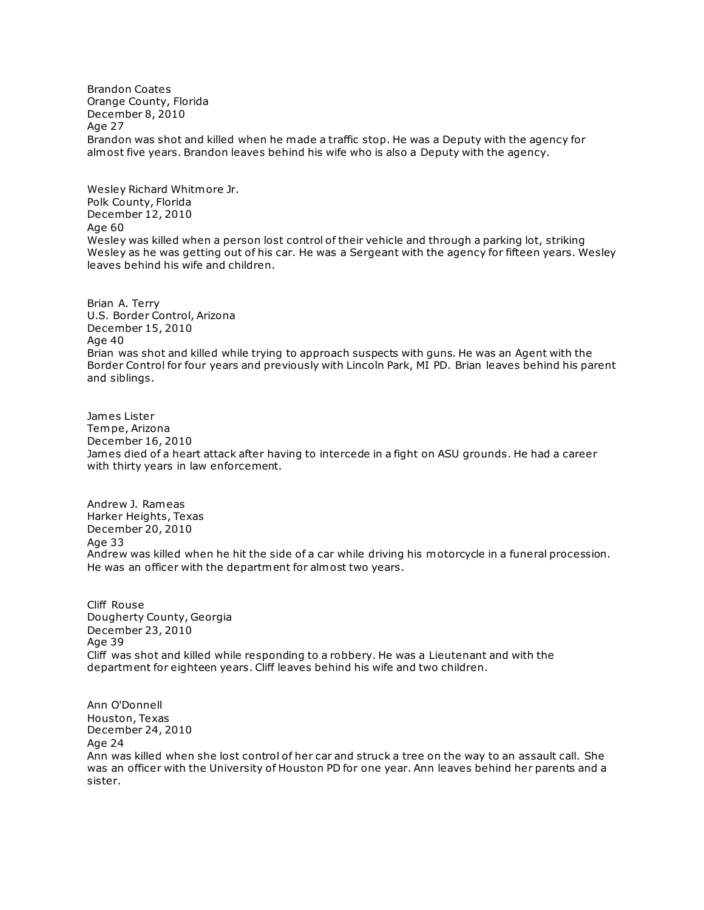Brandon Coates
Orange County, Florida
December 8, 2010
Age 27
Brandon was shot and killed when he made a traffic stop. He was a Deputy with the agency for almost five years. Brandon leaves behind his wife who is also a Deputy with the agency.

Wesley Richard Whitmore Jr.
Polk County, Florida
December 12, 2010
Age 60
Wesley was killed when a person lost control of their vehicle and through a parking lot, striking Wesley as he was getting out of his car. He was a Sergeant with the agency for fifteen years. Wesley leaves behind his wife and children.

Brian A. Terry
U.S. Border Control, Arizona
December 15, 2010
Age 40
Brian was shot and killed while trying to approach suspects with guns. He was an Agent with the Border Control for four years and previously with Lincoln Park, MI PD. Brian leaves behind his parent and siblings.

James Lister
Tempe, Arizona
December 16, 2010
James died of a heart attack after having to intercede in a fight on ASU grounds. He had a career with thirty years in law enforcement.

Andrew J. Rameas
Harker Heights, Texas
December 20, 2010
Age 33
Andrew was killed when he hit the side of a car while driving his motorcycle in a funeral procession. He was an officer with the department for almost two years.

Cliff Rouse
Dougherty County, Georgia
December 23, 2010
Age 39
Cliff was shot and killed while responding to a robbery. He was a Lieutenant and with the department for eighteen years. Cliff leaves behind his wife and two children.

Ann O'Donnell
Houston, Texas
December 24, 2010
Age 24
Ann was killed when she lost control of her car and struck a tree on the way to an assault call. She was an officer with the University of Houston PD for one year. Ann leaves behind her parents and a sister.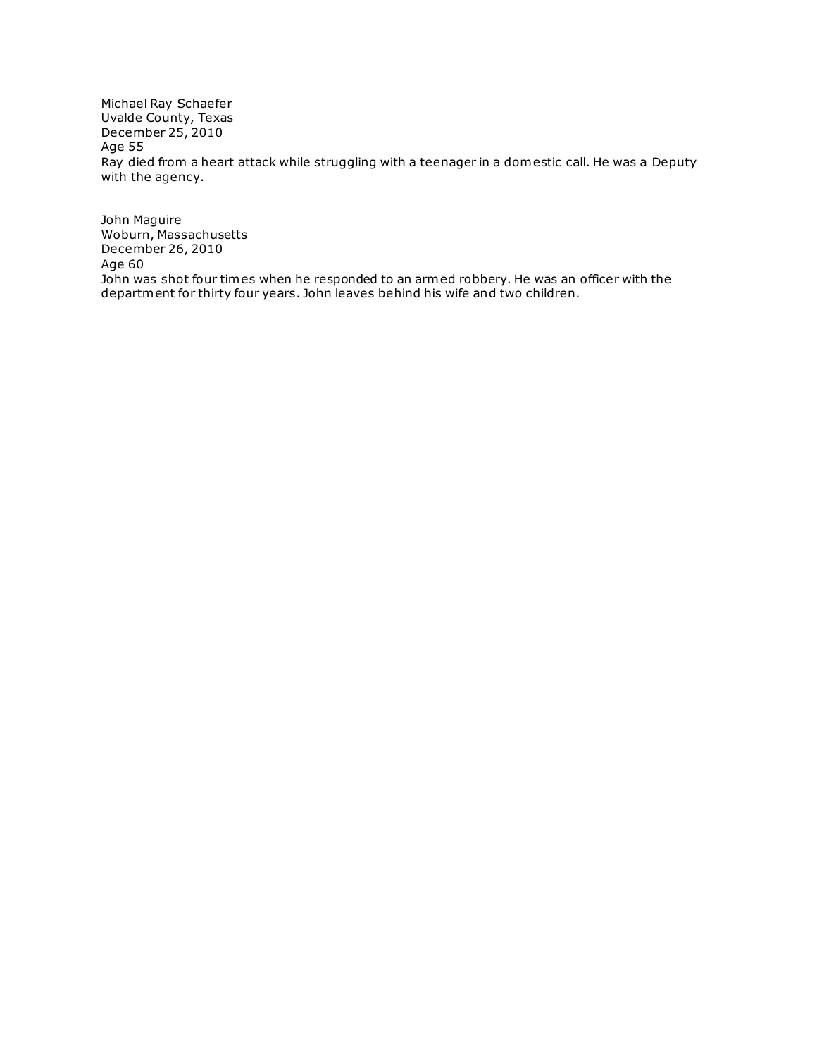Michael Ray Schaefer
Uvalde County, Texas
December 25, 2010
Age 55
Ray died from a heart attack while struggling with a teenager in a domestic call. He was a Deputy with the agency.

John Maguire
Woburn, Massachusetts
December 26, 2010
Age 60
John was shot four times when he responded to an armed robbery. He was an officer with the department for thirty four years. John leaves behind his wife and two children.